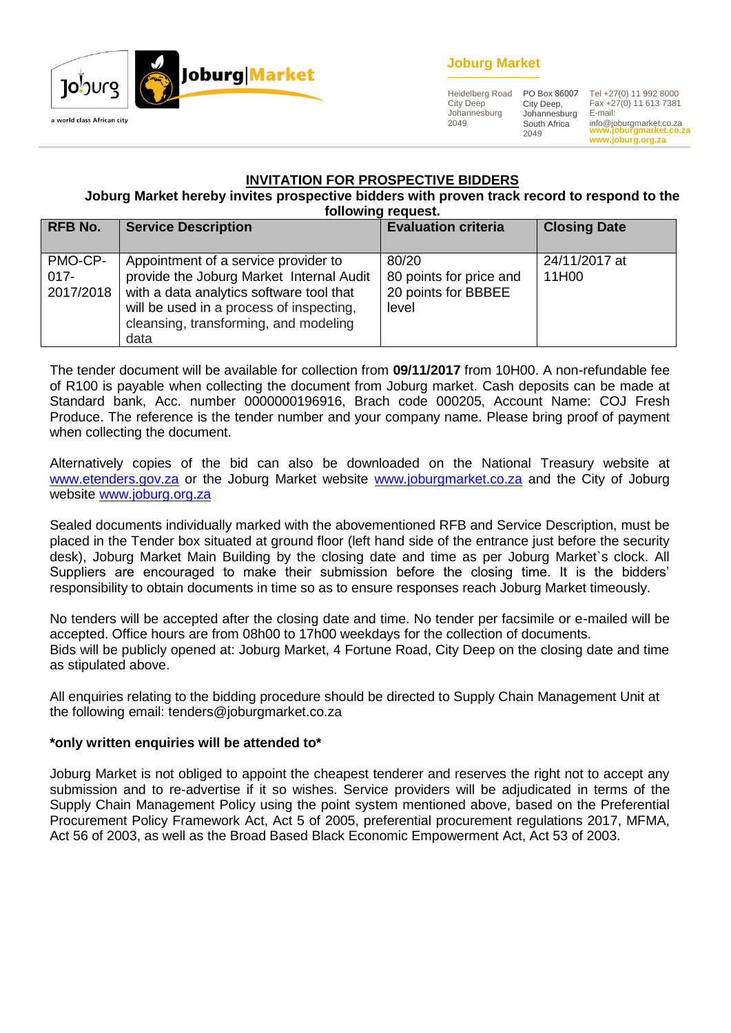Joburg Market

a world class African city

**Joburg Market**

Heidelberg Road
City Deep
Johannesburg
2049

PO Box 86007
City Deep,
Johannesburg
South Africa
2049

Tel +27(0) 11 992 8000
Fax +27(0) 11 613 7381
E-mail:
info@joburgmarket.co.za
**www.joburgmarket.co.za**
**www.joburg.org.za**

## INVITATION FOR PROSPECTIVE BIDDERS

**Joburg Market hereby invites prospective bidders with proven track record to respond to the following request.**

| RFB No. | Service Description | Evaluation criteria | Closing Date |
|---|---|---|---|
| PMO-CP-017-2017/2018 | Appointment of a service provider to provide the Joburg Market Internal Audit with a data analytics software tool that will be used in a process of inspecting, cleansing, transforming, and modeling data | 80/20 80 points for price and 20 points for BBBEE level | 24/11/2017 at 11H00 |

The tender document will be available for collection from **09/11/2017** from 10H00. A non-refundable fee of R100 is payable when collecting the document from Joburg market. Cash deposits can be made at Standard bank, Acc. number 0000000196916, Brach code 000205, Account Name: COJ Fresh Produce. The reference is the tender number and your company name. Please bring proof of payment when collecting the document.

Alternatively copies of the bid can also be downloaded on the National Treasury website at www.etenders.gov.za or the Joburg Market website www.joburgmarket.co.za and the City of Joburg website www.joburg.org.za

Sealed documents individually marked with the abovementioned RFB and Service Description, must be placed in the Tender box situated at ground floor (left hand side of the entrance just before the security desk), Joburg Market Main Building by the closing date and time as per Joburg Market`s clock. All Suppliers are encouraged to make their submission before the closing time. It is the bidders' responsibility to obtain documents in time so as to ensure responses reach Joburg Market timeously.

No tenders will be accepted after the closing date and time. No tender per facsimile or e-mailed will be accepted. Office hours are from 08h00 to 17h00 weekdays for the collection of documents.
Bids will be publicly opened at: Joburg Market, 4 Fortune Road, City Deep on the closing date and time as stipulated above.

All enquiries relating to the bidding procedure should be directed to Supply Chain Management Unit at the following email: tenders@joburgmarket.co.za

**\*only written enquiries will be attended to\***

Joburg Market is not obliged to appoint the cheapest tenderer and reserves the right not to accept any submission and to re-advertise if it so wishes. Service providers will be adjudicated in terms of the Supply Chain Management Policy using the point system mentioned above, based on the Preferential Procurement Policy Framework Act, Act 5 of 2005, preferential procurement regulations 2017, MFMA, Act 56 of 2003, as well as the Broad Based Black Economic Empowerment Act, Act 53 of 2003.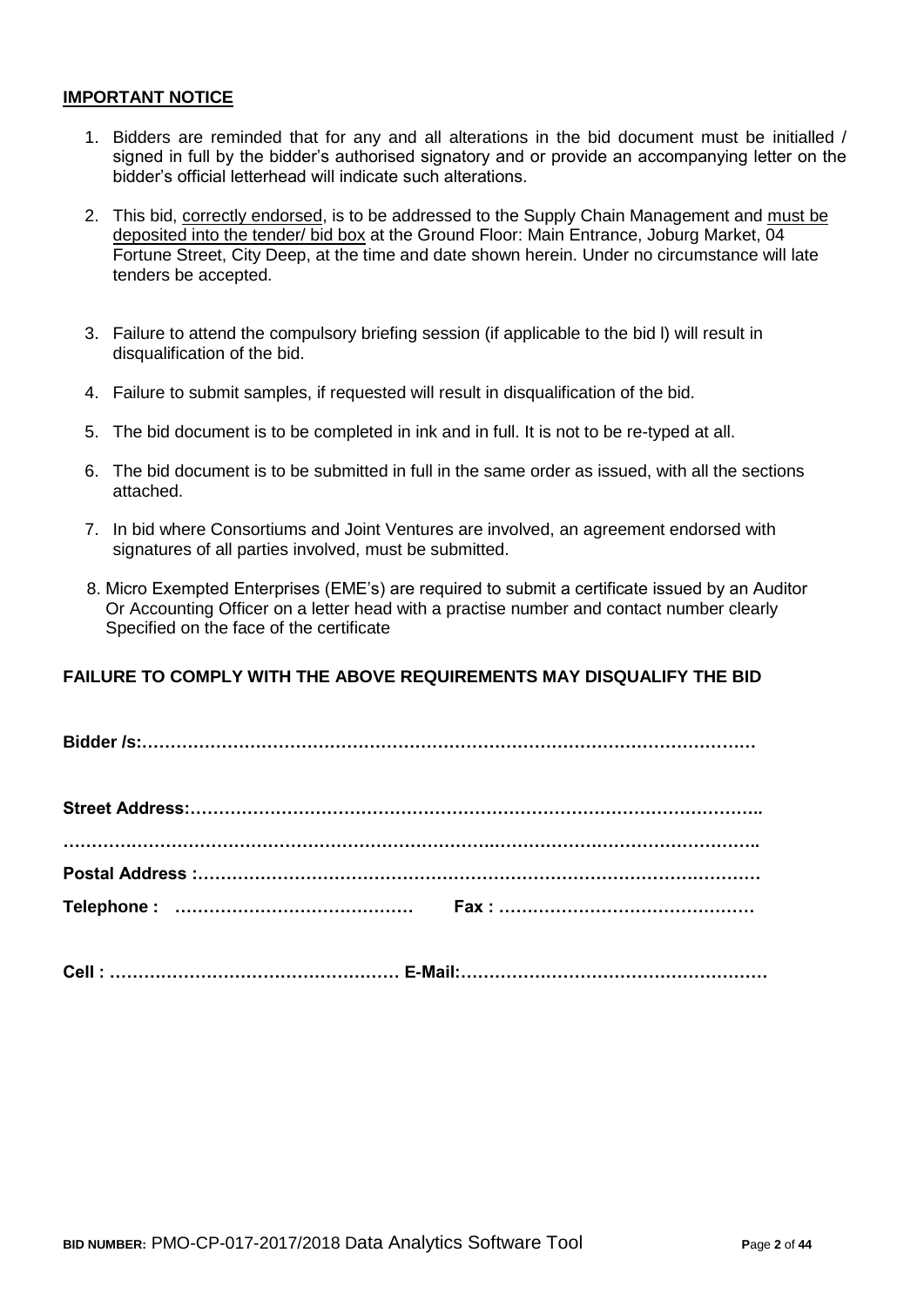**IMPORTANT NOTICE**

1. Bidders are reminded that for any and all alterations in the bid document must be initialled / signed in full by the bidder's authorised signatory and or provide an accompanying letter on the bidder's official letterhead will indicate such alterations.

2. This bid, correctly endorsed, is to be addressed to the Supply Chain Management and must be deposited into the tender/ bid box at the Ground Floor: Main Entrance, Joburg Market, 04 Fortune Street, City Deep, at the time and date shown herein. Under no circumstance will late tenders be accepted.

3. Failure to attend the compulsory briefing session (if applicable to the bid l) will result in disqualification of the bid.

4. Failure to submit samples, if requested will result in disqualification of the bid.

5. The bid document is to be completed in ink and in full. It is not to be re-typed at all.

6. The bid document is to be submitted in full in the same order as issued, with all the sections attached.

7. In bid where Consortiums and Joint Ventures are involved, an agreement endorsed with signatures of all parties involved, must be submitted.

8. Micro Exempted Enterprises (EME's) are required to submit a certificate issued by an Auditor Or Accounting Officer on a letter head with a practise number and contact number clearly Specified on the face of the certificate

**FAILURE TO COMPLY WITH THE ABOVE REQUIREMENTS MAY DISQUALIFY THE BID**

**Bidder /s:………………………………………………………………………………………………**

**Street Address:…………………………………………………………………………………….. ……………………………………………………………………………………………………..**

**Postal Address :………………………………………………………………………………………**

**Telephone : …………………………………… Fax : ………………………………………**

**Cell : …………………………………………… E-Mail:………………………………………………**

**BID NUMBER:** PMO-CP-017-2017/2018 Data Analytics Software Tool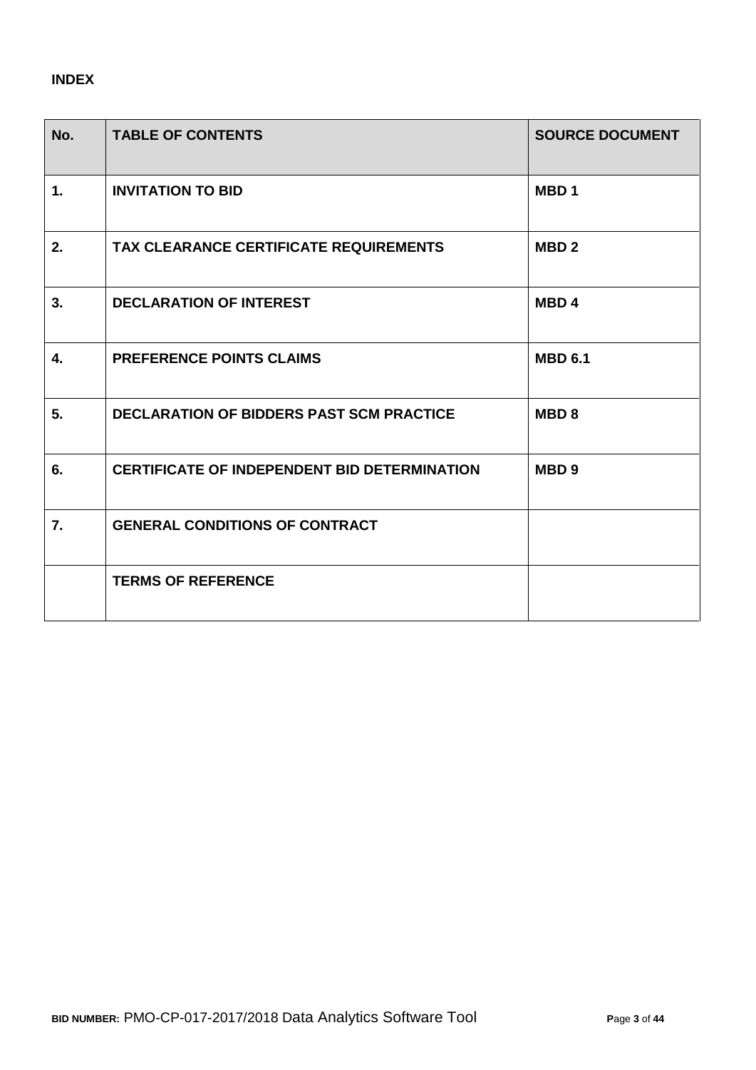**INDEX**

| No. | TABLE OF CONTENTS | SOURCE DOCUMENT |
|---|---|---|
| **1.** | **INVITATION TO BID** | **MBD 1** |
| **2.** | **TAX CLEARANCE CERTIFICATE REQUIREMENTS** | **MBD 2** |
| **3.** | **DECLARATION OF INTEREST** | **MBD 4** |
| **4.** | **PREFERENCE POINTS CLAIMS** | **MBD 6.1** |
| **5.** | **DECLARATION OF BIDDERS PAST SCM PRACTICE** | **MBD 8** |
| **6.** | **CERTIFICATE OF INDEPENDENT BID DETERMINATION** | **MBD 9** |
| **7.** | **GENERAL CONDITIONS OF CONTRACT** | |
| | **TERMS OF REFERENCE** | |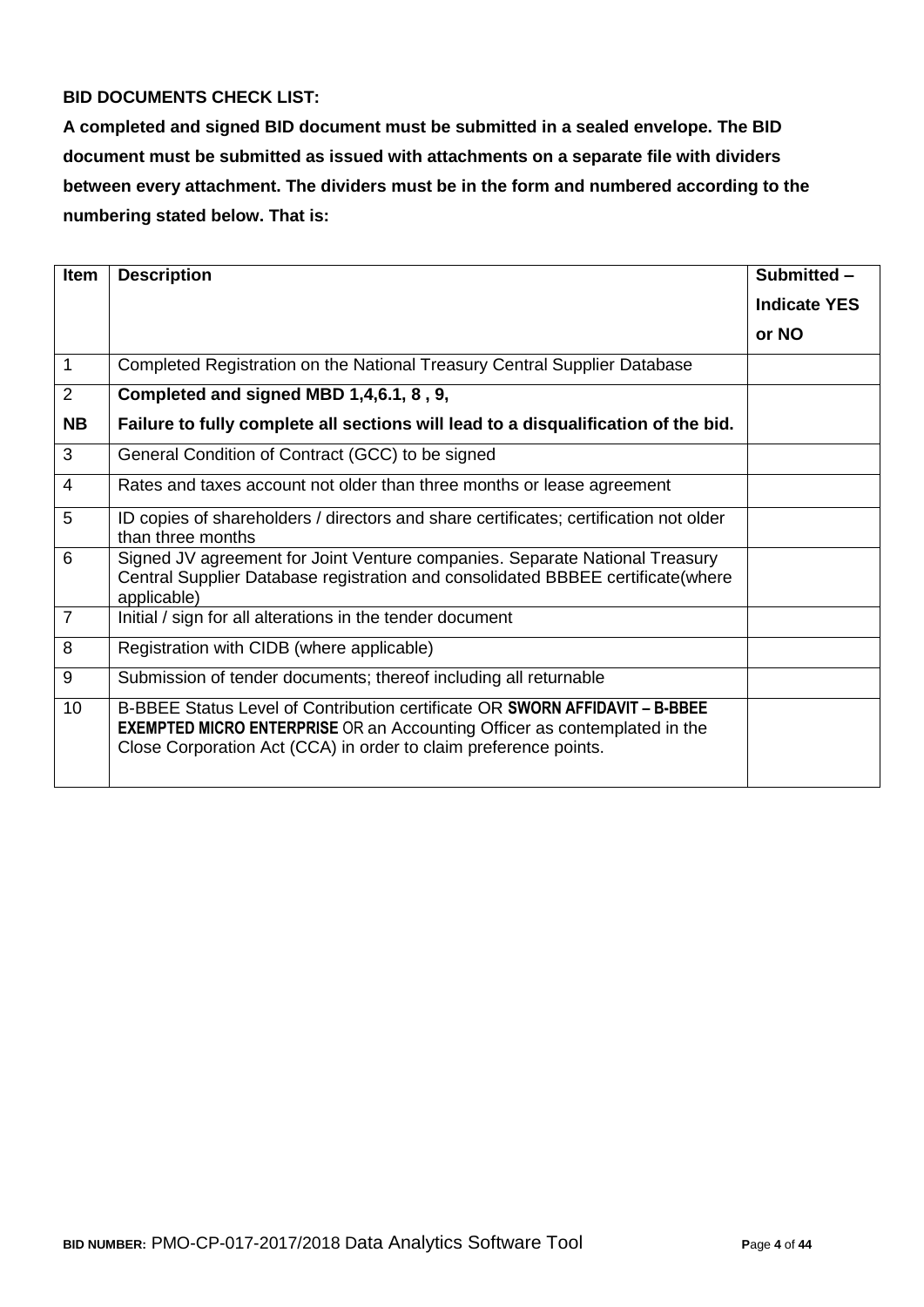**BID DOCUMENTS CHECK LIST:**

**A completed and signed BID document must be submitted in a sealed envelope. The BID document must be submitted as issued with attachments on a separate file with dividers between every attachment. The dividers must be in the form and numbered according to the numbering stated below. That is:**

| Item | Description | Submitted – Indicate YES or NO |
|---|---|---|
| 1 | Completed Registration on the National Treasury Central Supplier Database | |
| 2<br>**NB** | **Completed and signed MBD 1,4,6.1, 8 , 9,**<br>**Failure to fully complete all sections will lead to a disqualification of the bid.** | |
| 3 | General Condition of Contract (GCC) to be signed | |
| 4 | Rates and taxes account not older than three months or lease agreement | |
| 5 | ID copies of shareholders / directors and share certificates; certification not older than three months | |
| 6 | Signed JV agreement for Joint Venture companies. Separate National Treasury Central Supplier Database registration and consolidated BBBEE certificate(where applicable) | |
| 7 | Initial / sign for all alterations in the tender document | |
| 8 | Registration with CIDB (where applicable) | |
| 9 | Submission of tender documents; thereof including all returnable | |
| 10 | B-BBEE Status Level of Contribution certificate OR **SWORN AFFIDAVIT – B-BBEE EXEMPTED MICRO ENTERPRISE** OR an Accounting Officer as contemplated in the Close Corporation Act (CCA) in order to claim preference points. | |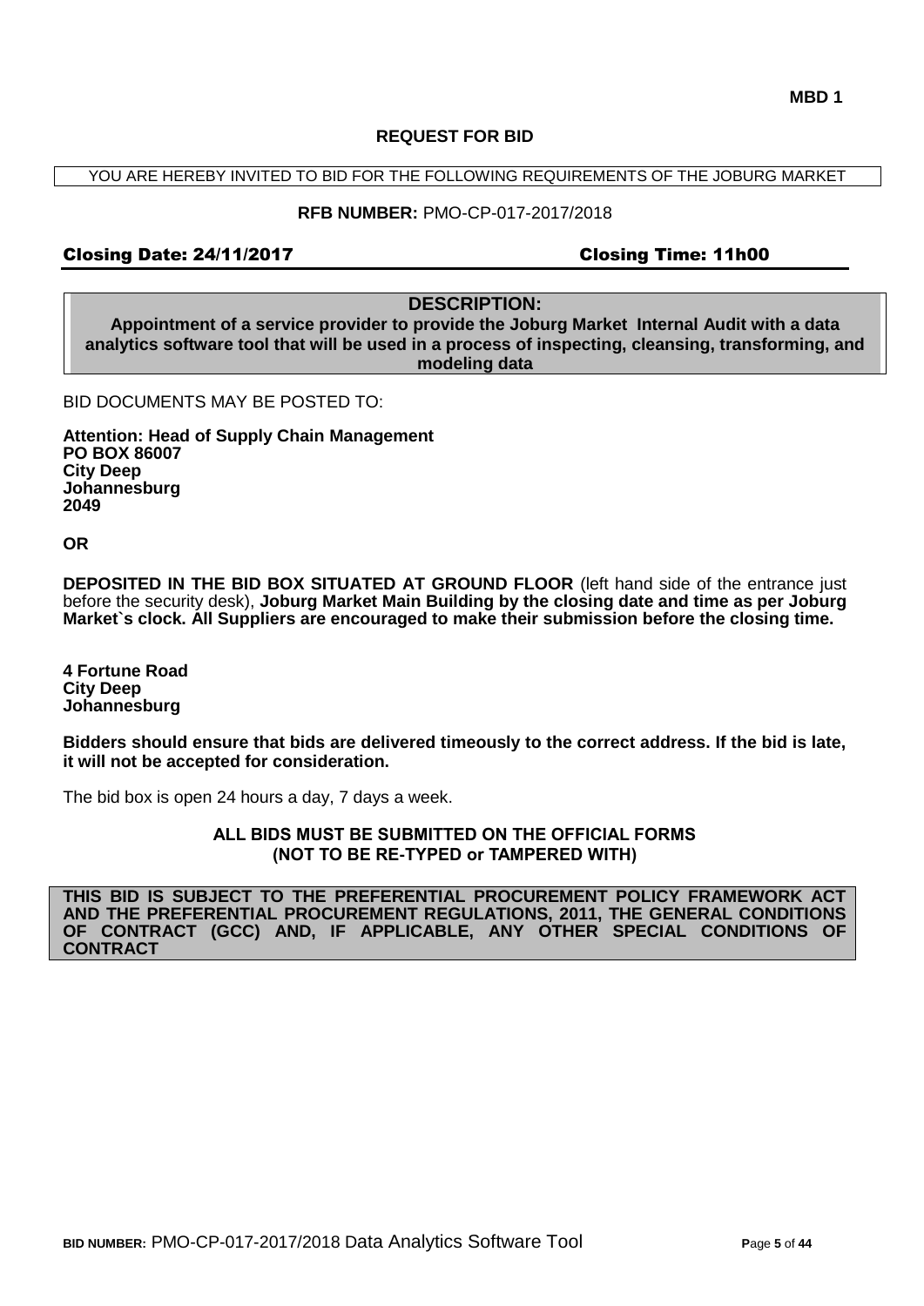**MBD 1**

## REQUEST FOR BID

YOU ARE HEREBY INVITED TO BID FOR THE FOLLOWING REQUIREMENTS OF THE JOBURG MARKET

**RFB NUMBER:** PMO-CP-017-2017/2018

**Closing Date: 24/11/2017** **Closing Time: 11h00**

**DESCRIPTION:**

**Appointment of a service provider to provide the Joburg Market Internal Audit with a data analytics software tool that will be used in a process of inspecting, cleansing, transforming, and modeling data**

BID DOCUMENTS MAY BE POSTED TO:

**Attention: Head of Supply Chain Management**
**PO BOX 86007**
**City Deep**
**Johannesburg**
**2049**

**OR**

**DEPOSITED IN THE BID BOX SITUATED AT GROUND FLOOR** (left hand side of the entrance just before the security desk), **Joburg Market Main Building by the closing date and time as per Joburg Market`s clock. All Suppliers are encouraged to make their submission before the closing time.**

**4 Fortune Road**
**City Deep**
**Johannesburg**

**Bidders should ensure that bids are delivered timeously to the correct address. If the bid is late, it will not be accepted for consideration.**

The bid box is open 24 hours a day, 7 days a week.

**ALL BIDS MUST BE SUBMITTED ON THE OFFICIAL FORMS (NOT TO BE RE-TYPED or TAMPERED WITH)**

**THIS BID IS SUBJECT TO THE PREFERENTIAL PROCUREMENT POLICY FRAMEWORK ACT AND THE PREFERENTIAL PROCUREMENT REGULATIONS, 2011, THE GENERAL CONDITIONS OF CONTRACT (GCC) AND, IF APPLICABLE, ANY OTHER SPECIAL CONDITIONS OF CONTRACT**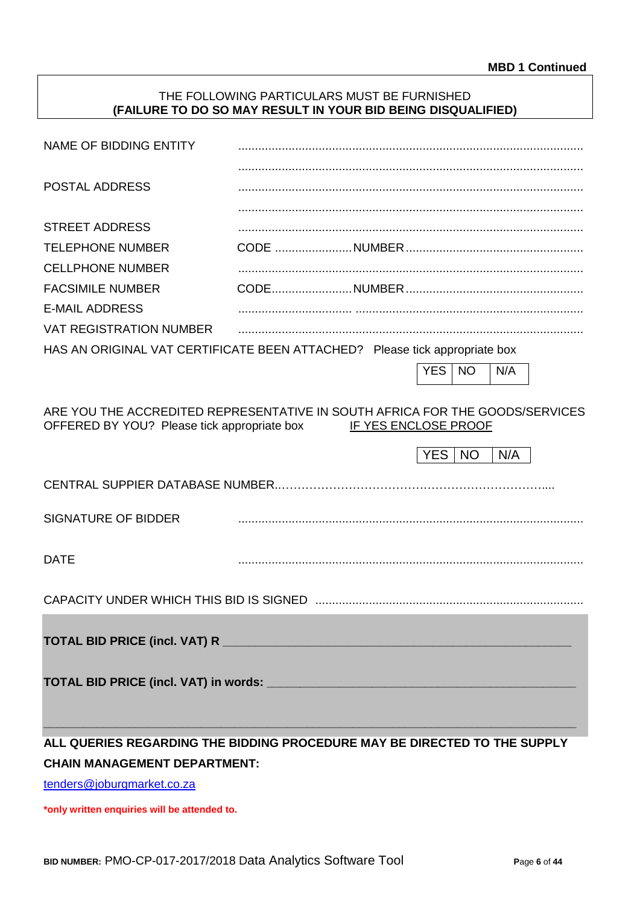**MBD 1 Continued**

THE FOLLOWING PARTICULARS MUST BE FURNISHED
**(FAILURE TO DO SO MAY RESULT IN YOUR BID BEING DISQUALIFIED)**

NAME OF BIDDING ENTITY ......................................................................................................

......................................................................................................

POSTAL ADDRESS ......................................................................................................

......................................................................................................

STREET ADDRESS ......................................................................................................

TELEPHONE NUMBER CODE .......................NUMBER.....................................................

CELLPHONE NUMBER ......................................................................................................

FACSIMILE NUMBER CODE........................NUMBER.....................................................

E-MAIL ADDRESS .................................. ....................................................................

VAT REGISTRATION NUMBER ......................................................................................................

HAS AN ORIGINAL VAT CERTIFICATE BEEN ATTACHED? Please tick appropriate box

| YES | NO | N/A |
|---|---|---|

ARE YOU THE ACCREDITED REPRESENTATIVE IN SOUTH AFRICA FOR THE GOODS/SERVICES OFFERED BY YOU? Please tick appropriate box IF YES ENCLOSE PROOF

| YES | NO | N/A |
|---|---|---|

CENTRAL SUPPIER DATABASE NUMBER..………………………………………………………....

SIGNATURE OF BIDDER ......................................................................................................

DATE ......................................................................................................

CAPACITY UNDER WHICH THIS BID IS SIGNED ...............................................................................

**TOTAL BID PRICE (incl. VAT) R** ___________________________________________________

**TOTAL BID PRICE (incl. VAT) in words:** ___________________________________________

_____________________________________________________________________________

**ALL QUERIES REGARDING THE BIDDING PROCEDURE MAY BE DIRECTED TO THE SUPPLY CHAIN MANAGEMENT DEPARTMENT:**

tenders@joburgmarket.co.za

***only written enquiries will be attended to.**

**BID NUMBER:** PMO-CP-017-2017/2018 Data Analytics Software Tool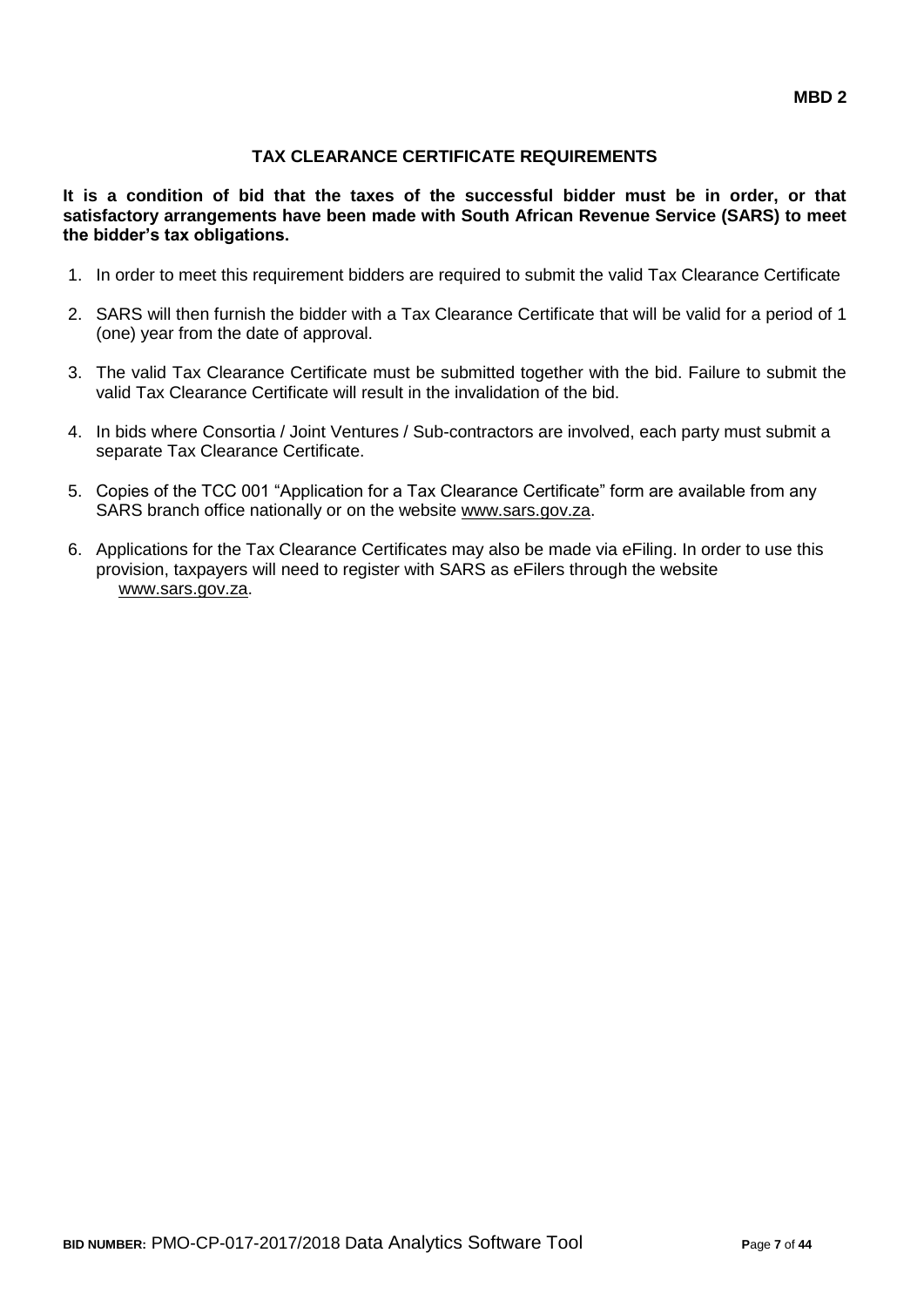**MBD 2**

## TAX CLEARANCE CERTIFICATE REQUIREMENTS

**It is a condition of bid that the taxes of the successful bidder must be in order, or that satisfactory arrangements have been made with South African Revenue Service (SARS) to meet the bidder's tax obligations.**

1. In order to meet this requirement bidders are required to submit the valid Tax Clearance Certificate
2. SARS will then furnish the bidder with a Tax Clearance Certificate that will be valid for a period of 1 (one) year from the date of approval.
3. The valid Tax Clearance Certificate must be submitted together with the bid. Failure to submit the valid Tax Clearance Certificate will result in the invalidation of the bid.
4. In bids where Consortia / Joint Ventures / Sub-contractors are involved, each party must submit a separate Tax Clearance Certificate.
5. Copies of the TCC 001 "Application for a Tax Clearance Certificate" form are available from any SARS branch office nationally or on the website www.sars.gov.za.
6. Applications for the Tax Clearance Certificates may also be made via eFiling. In order to use this provision, taxpayers will need to register with SARS as eFilers through the website www.sars.gov.za.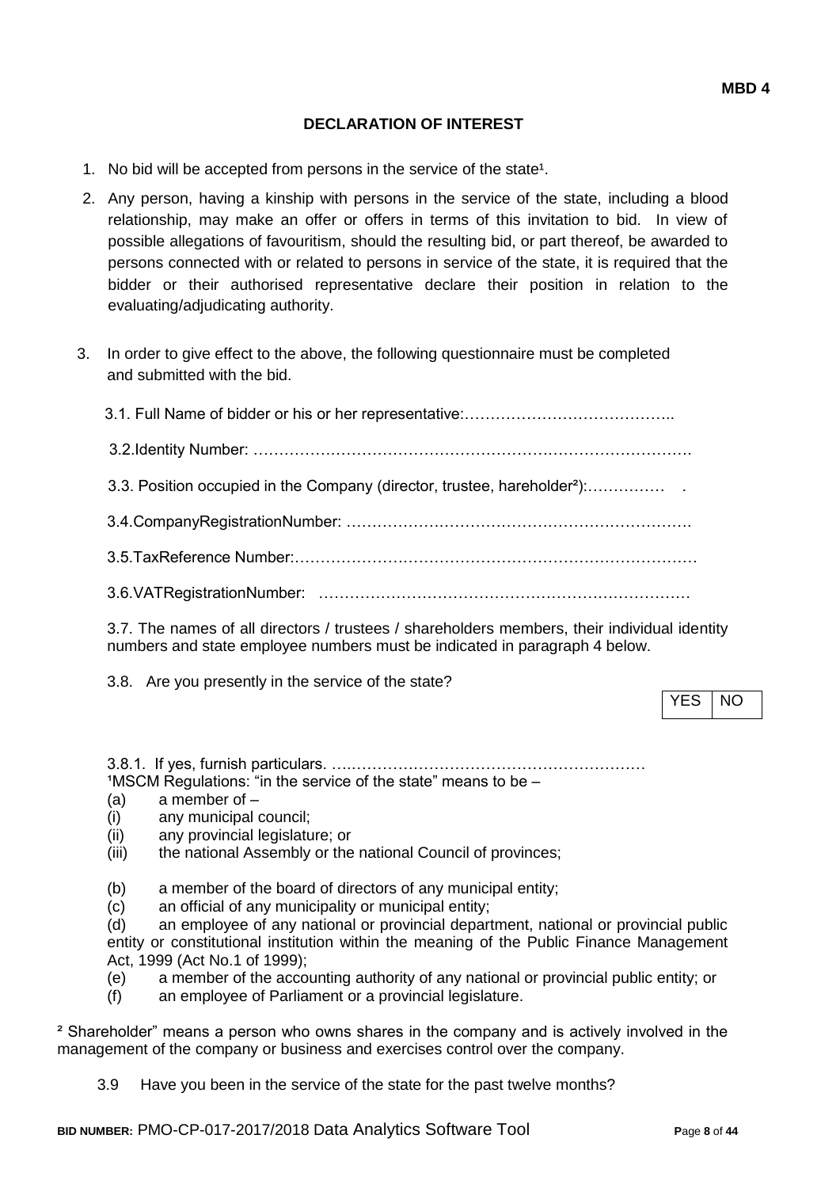**MBD 4**

## DECLARATION OF INTEREST

1. No bid will be accepted from persons in the service of the state[1].

2. Any person, having a kinship with persons in the service of the state, including a blood relationship, may make an offer or offers in terms of this invitation to bid. In view of possible allegations of favouritism, should the resulting bid, or part thereof, be awarded to persons connected with or related to persons in service of the state, it is required that the bidder or their authorised representative declare their position in relation to the evaluating/adjudicating authority.

3. In order to give effect to the above, the following questionnaire must be completed and submitted with the bid.

   3.1. Full Name of bidder or his or her representative:…………………………………..

   3.2.Identity Number: ……………………………………………………………………….

   3.3. Position occupied in the Company (director, trustee, hareholder[2]):…………… .

   3.4.CompanyRegistrationNumber: ……………………………………………………….

   3.5.TaxReference Number:…………………………………………………………………

   3.6.VATRegistrationNumber: ………………………………………………………………

   3.7. The names of all directors / trustees / shareholders members, their individual identity numbers and state employee numbers must be indicated in paragraph 4 below.

   3.8. Are you presently in the service of the state?

| YES | NO |
|---|---|

   3.8.1. If yes, furnish particulars. ….……………………………………………………

[1]MSCM Regulations: "in the service of the state" means to be –
(a) a member of –
(i) any municipal council;
(ii) any provincial legislature; or
(iii) the national Assembly or the national Council of provinces;

(b) a member of the board of directors of any municipal entity;
(c) an official of any municipality or municipal entity;
(d) an employee of any national or provincial department, national or provincial public entity or constitutional institution within the meaning of the Public Finance Management Act, 1999 (Act No.1 of 1999);
(e) a member of the accounting authority of any national or provincial public entity; or
(f) an employee of Parliament or a provincial legislature.

[2] Shareholder" means a person who owns shares in the company and is actively involved in the management of the company or business and exercises control over the company.

   3.9 Have you been in the service of the state for the past twelve months?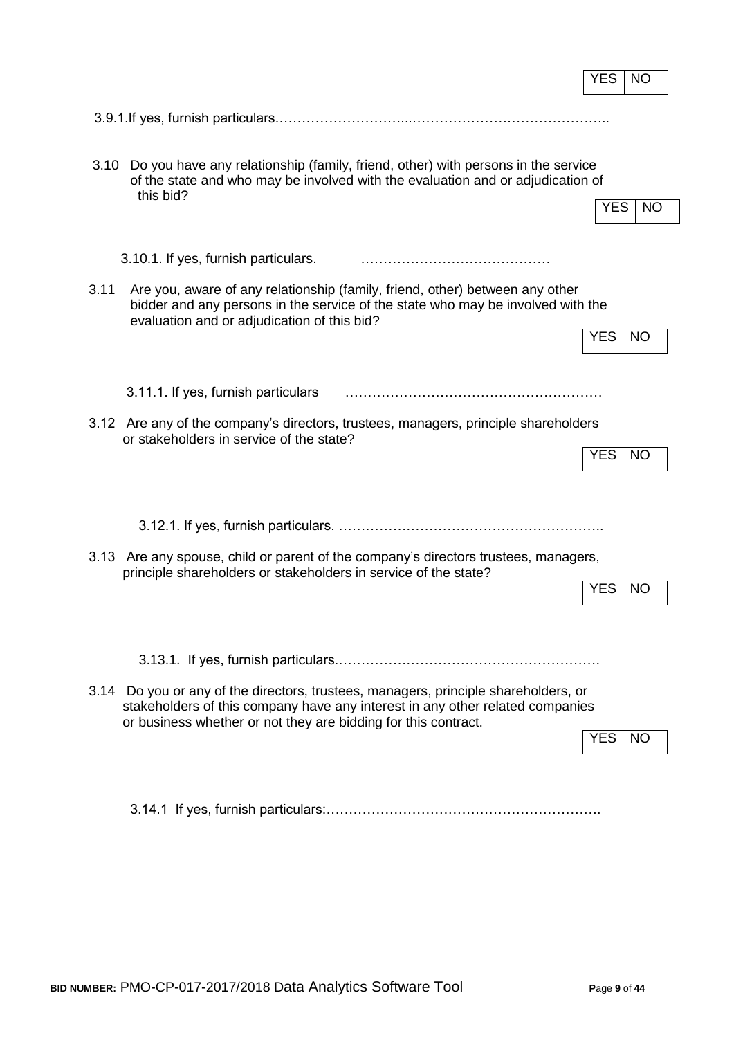| YES | NO |
|---|---|

3.9.1.If yes, furnish particulars.…………………………...……………………………………..

3.10 Do you have any relationship (family, friend, other) with persons in the service of the state and who may be involved with the evaluation and or adjudication of this bid?

| YES | NO |
|---|---|

3.10.1. If yes, furnish particulars. ……………………………………

3.11 Are you, aware of any relationship (family, friend, other) between any other bidder and any persons in the service of the state who may be involved with the evaluation and or adjudication of this bid?

| YES | NO |
|---|---|

3.11.1. If yes, furnish particulars …………………………………………………

3.12 Are any of the company's directors, trustees, managers, principle shareholders or stakeholders in service of the state?

| YES | NO |
|---|---|

3.12.1. If yes, furnish particulars. ………………………………………………….

3.13 Are any spouse, child or parent of the company's directors trustees, managers, principle shareholders or stakeholders in service of the state?

| YES | NO |
|---|---|

3.13.1. If yes, furnish particulars.………………………………………………….

3.14 Do you or any of the directors, trustees, managers, principle shareholders, or stakeholders of this company have any interest in any other related companies or business whether or not they are bidding for this contract.

| YES | NO |
|---|---|

3.14.1 If yes, furnish particulars:…………………………………………………….

**BID NUMBER:** PMO-CP-017-2017/2018 Data Analytics Software Tool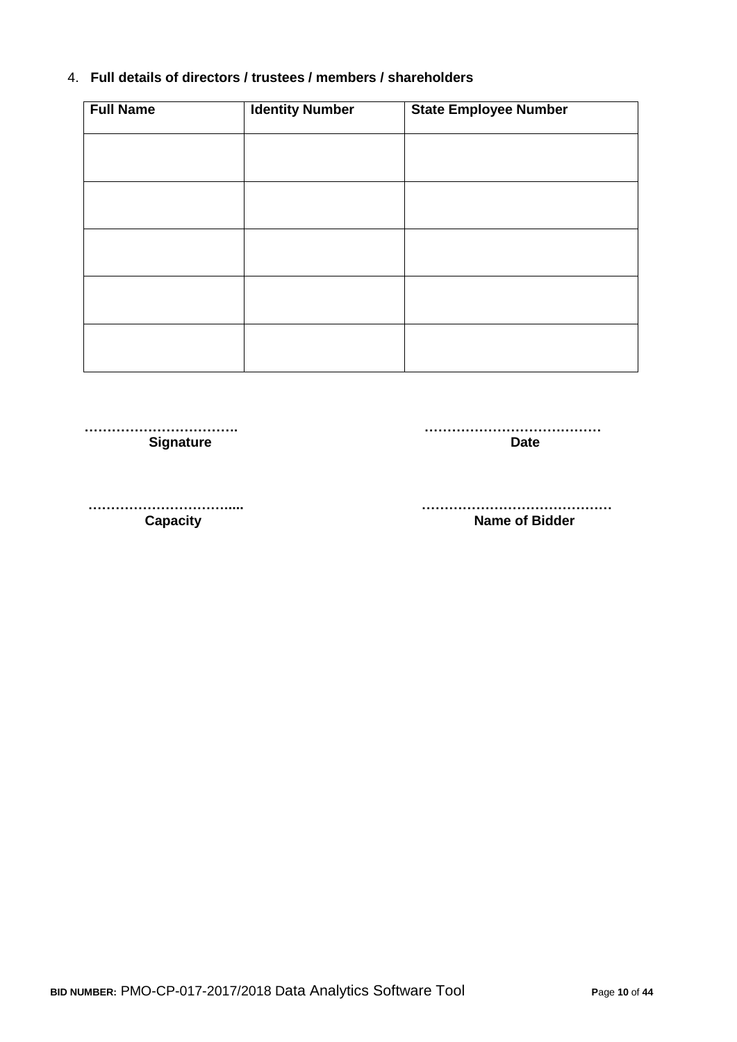4. **Full details of directors / trustees / members / shareholders**

| Full Name | Identity Number | State Employee Number |
|---|---|---|
| | | |
| | | |
| | | |
| | | |
| | | |

……………………………. 
**Signature**

…………………………………
**Date**

…………………………....
**Capacity**

……………………………………
**Name of Bidder**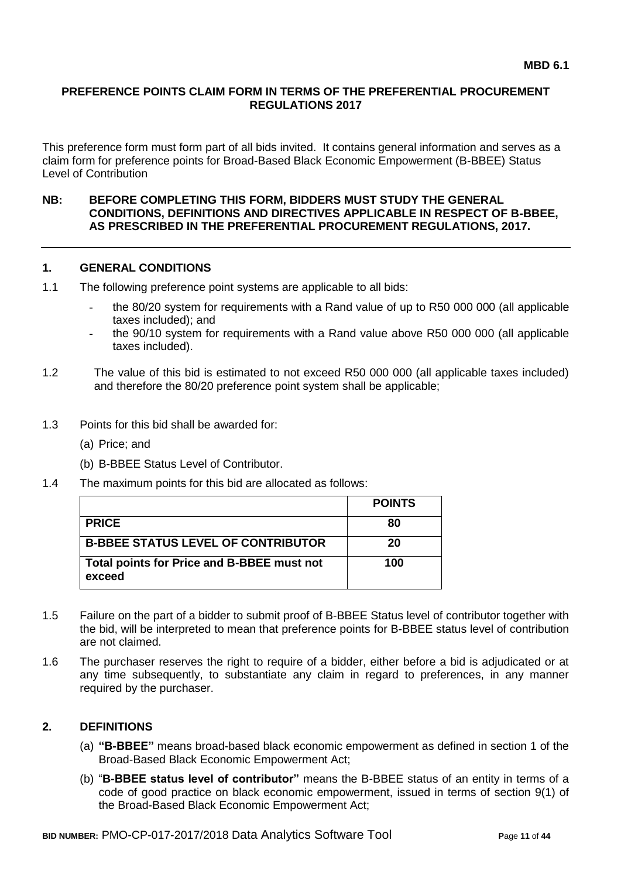**MBD 6.1**

## PREFERENCE POINTS CLAIM FORM IN TERMS OF THE PREFERENTIAL PROCUREMENT REGULATIONS 2017

This preference form must form part of all bids invited. It contains general information and serves as a claim form for preference points for Broad-Based Black Economic Empowerment (B-BBEE) Status Level of Contribution

**NB: BEFORE COMPLETING THIS FORM, BIDDERS MUST STUDY THE GENERAL CONDITIONS, DEFINITIONS AND DIRECTIVES APPLICABLE IN RESPECT OF B-BBEE, AS PRESCRIBED IN THE PREFERENTIAL PROCUREMENT REGULATIONS, 2017.**

### 1. GENERAL CONDITIONS

1.1 The following preference point systems are applicable to all bids:

- the 80/20 system for requirements with a Rand value of up to R50 000 000 (all applicable taxes included); and
- the 90/10 system for requirements with a Rand value above R50 000 000 (all applicable taxes included).

1.2 The value of this bid is estimated to not exceed R50 000 000 (all applicable taxes included) and therefore the 80/20 preference point system shall be applicable;

1.3 Points for this bid shall be awarded for:

(a) Price; and

(b) B-BBEE Status Level of Contributor.

1.4 The maximum points for this bid are allocated as follows:

| | POINTS |
|---|---|
| **PRICE** | **80** |
| **B-BBEE STATUS LEVEL OF CONTRIBUTOR** | **20** |
| **Total points for Price and B-BBEE must not exceed** | **100** |

1.5 Failure on the part of a bidder to submit proof of B-BBEE Status level of contributor together with the bid, will be interpreted to mean that preference points for B-BBEE status level of contribution are not claimed.

1.6 The purchaser reserves the right to require of a bidder, either before a bid is adjudicated or at any time subsequently, to substantiate any claim in regard to preferences, in any manner required by the purchaser.

### 2. DEFINITIONS

(a) **"B-BBEE"** means broad-based black economic empowerment as defined in section 1 of the Broad-Based Black Economic Empowerment Act;

(b) "**B-BBEE status level of contributor"** means the B-BBEE status of an entity in terms of a code of good practice on black economic empowerment, issued in terms of section 9(1) of the Broad-Based Black Economic Empowerment Act;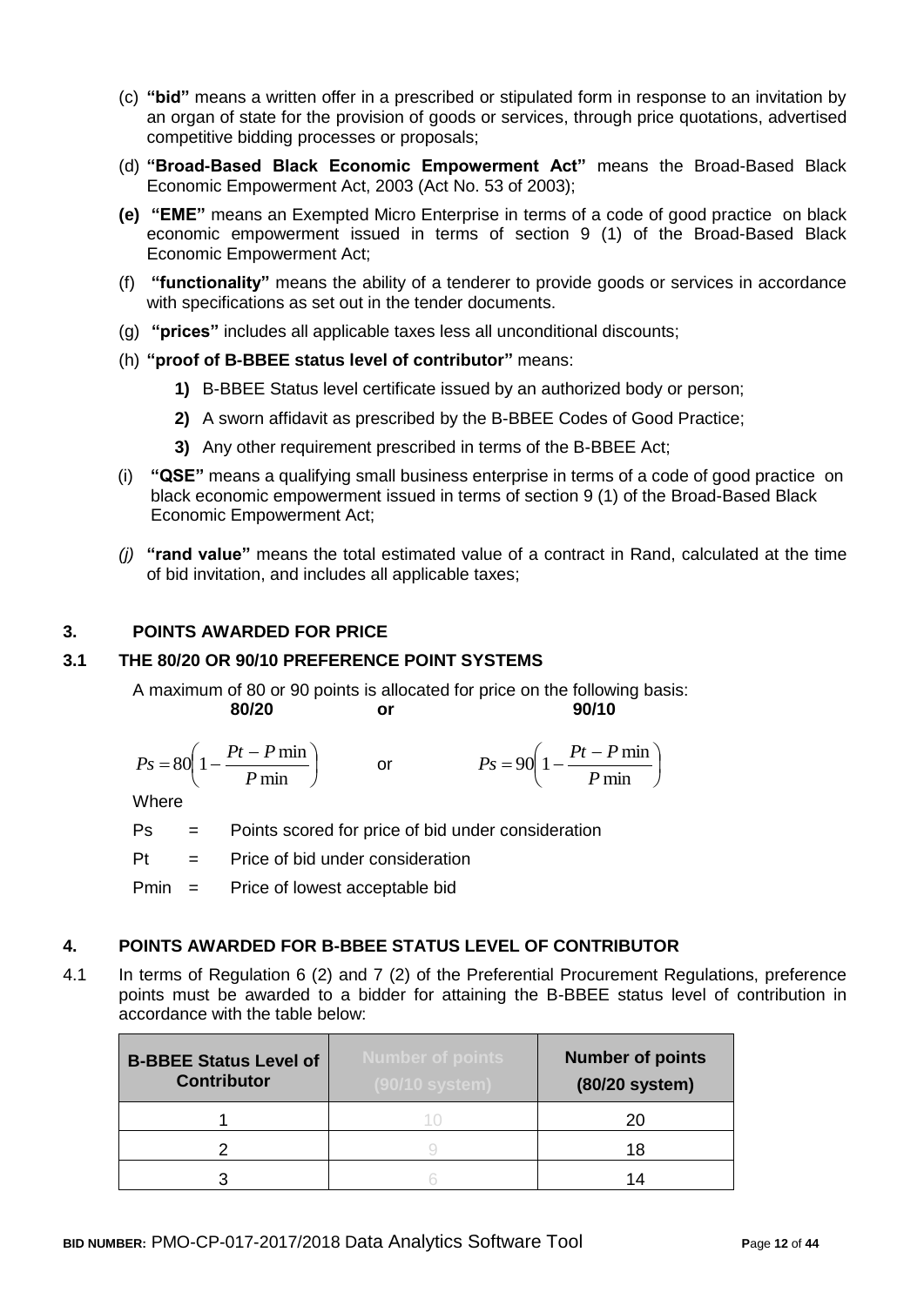(c) **"bid"** means a written offer in a prescribed or stipulated form in response to an invitation by an organ of state for the provision of goods or services, through price quotations, advertised competitive bidding processes or proposals;

(d) **"Broad-Based Black Economic Empowerment Act"** means the Broad-Based Black Economic Empowerment Act, 2003 (Act No. 53 of 2003);

**(e) "EME"** means an Exempted Micro Enterprise in terms of a code of good practice on black economic empowerment issued in terms of section 9 (1) of the Broad-Based Black Economic Empowerment Act;

(f) **"functionality"** means the ability of a tenderer to provide goods or services in accordance with specifications as set out in the tender documents.

(g) **"prices"** includes all applicable taxes less all unconditional discounts;

(h) **"proof of B-BBEE status level of contributor"** means:

**1)** B-BBEE Status level certificate issued by an authorized body or person;

**2)** A sworn affidavit as prescribed by the B-BBEE Codes of Good Practice;

**3)** Any other requirement prescribed in terms of the B-BBEE Act;

(i) **"QSE"** means a qualifying small business enterprise in terms of a code of good practice on black economic empowerment issued in terms of section 9 (1) of the Broad-Based Black Economic Empowerment Act;

*(j)* **"rand value"** means the total estimated value of a contract in Rand, calculated at the time of bid invitation, and includes all applicable taxes;

## 3. POINTS AWARDED FOR PRICE

### 3.1 THE 80/20 OR 90/10 PREFERENCE POINT SYSTEMS

A maximum of 80 or 90 points is allocated for price on the following basis:

**80/20** or **90/10**

$$Ps = 80\left(1 - \frac{Pt - P\min}{P\min}\right) \quad \text{or} \quad Ps = 90\left(1 - \frac{Pt - P\min}{P\min}\right)$$

Where

Ps = Points scored for price of bid under consideration

Pt = Price of bid under consideration

Pmin = Price of lowest acceptable bid

## 4. POINTS AWARDED FOR B-BBEE STATUS LEVEL OF CONTRIBUTOR

4.1 In terms of Regulation 6 (2) and 7 (2) of the Preferential Procurement Regulations, preference points must be awarded to a bidder for attaining the B-BBEE status level of contribution in accordance with the table below:

| B-BBEE Status Level of Contributor | Number of points (90/10 system) | Number of points (80/20 system) |
|---|---|---|
| 1 | 10 | 20 |
| 2 | 9 | 18 |
| 3 | 6 | 14 |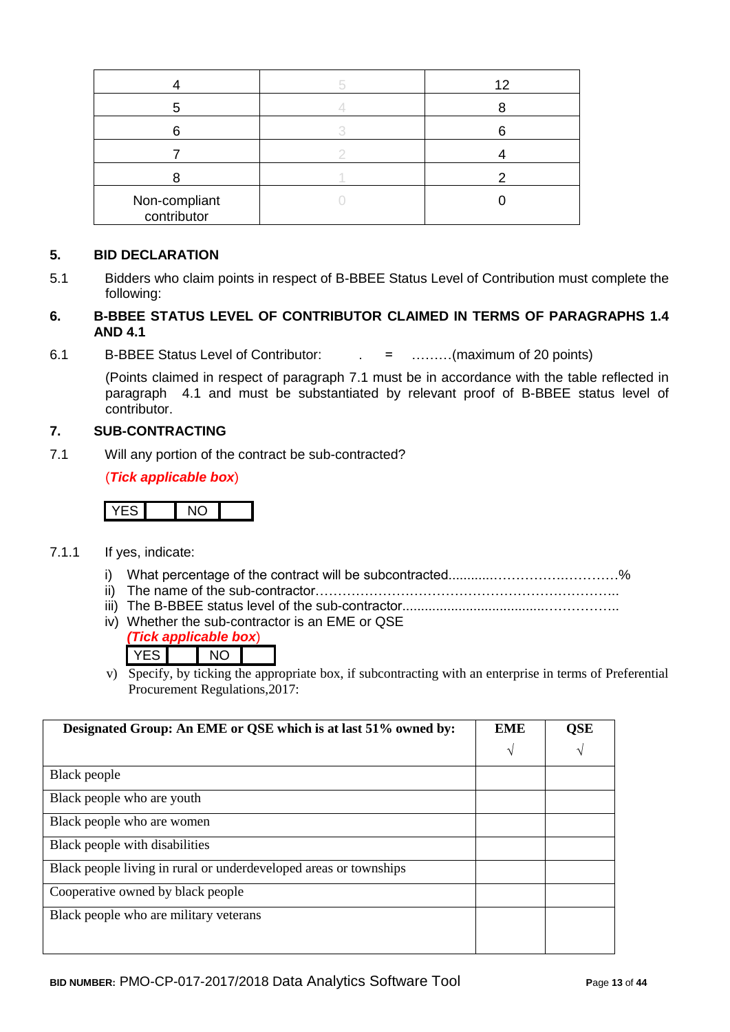| | | |
|---|---|---|
| 4 | 5 | 12 |
| 5 | 4 | 8 |
| 6 | 3 | 6 |
| 7 | 2 | 4 |
| 8 | 1 | 2 |
| Non-compliant contributor | 0 | 0 |

## 5. BID DECLARATION

5.1 Bidders who claim points in respect of B-BBEE Status Level of Contribution must complete the following:

## 6. B-BBEE STATUS LEVEL OF CONTRIBUTOR CLAIMED IN TERMS OF PARAGRAPHS 1.4 AND 4.1

6.1 B-BBEE Status Level of Contributor: . = ………(maximum of 20 points)

(Points claimed in respect of paragraph 7.1 must be in accordance with the table reflected in paragraph 4.1 and must be substantiated by relevant proof of B-BBEE status level of contributor.

## 7. SUB-CONTRACTING

7.1 Will any portion of the contract be sub-contracted?

(***Tick applicable box***)

| YES | | NO | |
|---|---|---|---|

7.1.1 If yes, indicate:

i) What percentage of the contract will be subcontracted............…………….…………%
ii) The name of the sub-contractor…………………………………………………………..
iii) The B-BBEE status level of the sub-contractor......................................……………..
iv) Whether the sub-contractor is an EME or QSE
(***Tick applicable box***)

| YES | | NO | |
|---|---|---|---|

v) Specify, by ticking the appropriate box, if subcontracting with an enterprise in terms of Preferential Procurement Regulations,2017:

| Designated Group: An EME or QSE which is at last 51% owned by: | EME √ | QSE √ |
|---|---|---|
| Black people | | |
| Black people who are youth | | |
| Black people who are women | | |
| Black people with disabilities | | |
| Black people living in rural or underdeveloped areas or townships | | |
| Cooperative owned by black people | | |
| Black people who are military veterans | | |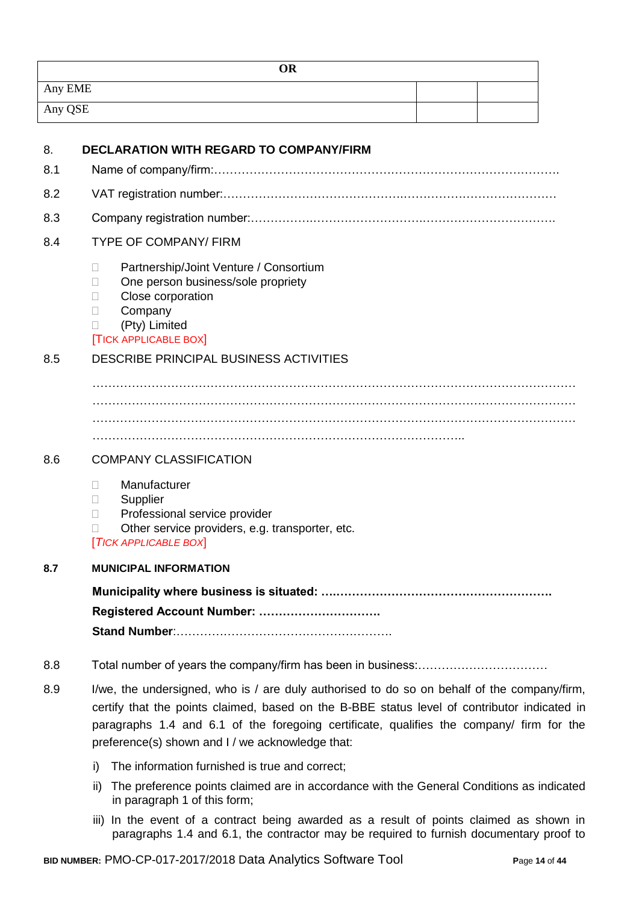| OR | | |
|---|---|---|
| Any EME | | |
| Any QSE | | |

## 8. DECLARATION WITH REGARD TO COMPANY/FIRM

8.1 Name of company/firm:…………………………………………………………………………….

8.2 VAT registration number:……………………………………….…………………………………

8.3 Company registration number:…………….……………………….…………………………….

8.4 TYPE OF COMPANY/ FIRM

- □ Partnership/Joint Venture / Consortium
- □ One person business/sole propriety
- □ Close corporation
- □ Company
- □ (Pty) Limited

[TICK APPLICABLE BOX]

8.5 DESCRIBE PRINCIPAL BUSINESS ACTIVITIES

…………………………………………………………………………………………………………
…………………………………………………………………………………………………………
…………………………………………………………………………………………………………
………………………………………………………………………………………..

8.6 COMPANY CLASSIFICATION

- □ Manufacturer
- □ Supplier
- □ Professional service provider
- □ Other service providers, e.g. transporter, etc.

[*TICK APPLICABLE BOX*]

**8.7 MUNICIPAL INFORMATION**

**Municipality where business is situated: ….……………………………………………….**

**Registered Account Number: ………………………….**

**Stand Number**:……………………………………………….

8.8 Total number of years the company/firm has been in business:……………………………

8.9 I/we, the undersigned, who is / are duly authorised to do so on behalf of the company/firm, certify that the points claimed, based on the B-BBE status level of contributor indicated in paragraphs 1.4 and 6.1 of the foregoing certificate, qualifies the company/ firm for the preference(s) shown and I / we acknowledge that:

i) The information furnished is true and correct;

ii) The preference points claimed are in accordance with the General Conditions as indicated in paragraph 1 of this form;

iii) In the event of a contract being awarded as a result of points claimed as shown in paragraphs 1.4 and 6.1, the contractor may be required to furnish documentary proof to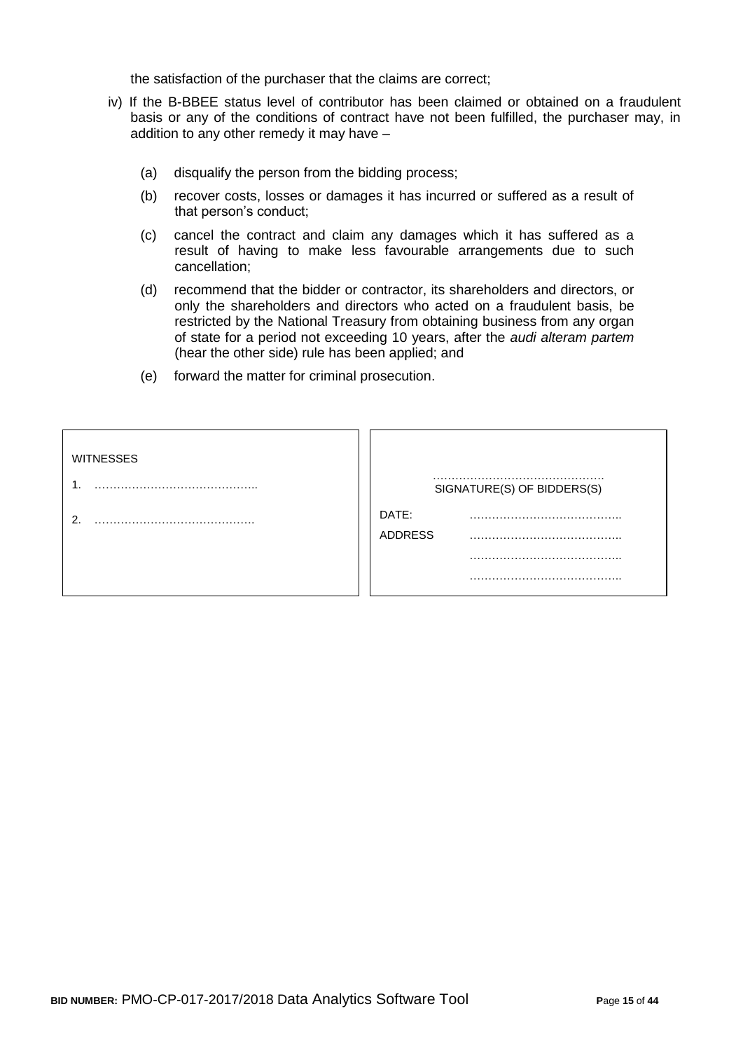the satisfaction of the purchaser that the claims are correct;

iv) If the B-BBEE status level of contributor has been claimed or obtained on a fraudulent basis or any of the conditions of contract have not been fulfilled, the purchaser may, in addition to any other remedy it may have –

   (a) disqualify the person from the bidding process;

   (b) recover costs, losses or damages it has incurred or suffered as a result of that person's conduct;

   (c) cancel the contract and claim any damages which it has suffered as a result of having to make less favourable arrangements due to such cancellation;

   (d) recommend that the bidder or contractor, its shareholders and directors, or only the shareholders and directors who acted on a fraudulent basis, be restricted by the National Treasury from obtaining business from any organ of state for a period not exceeding 10 years, after the *audi alteram partem* (hear the other side) rule has been applied; and

   (e) forward the matter for criminal prosecution.

| WITNESSES | |
|---|---|
| 1. …………………………………….. | ………………………………………. SIGNATURE(S) OF BIDDERS(S) |
| 2. ……………………………………. | DATE: ………………………………….. |
| | ADDRESS ………………………………….. |
| | ………………………………….. |
| | ………………………………….. |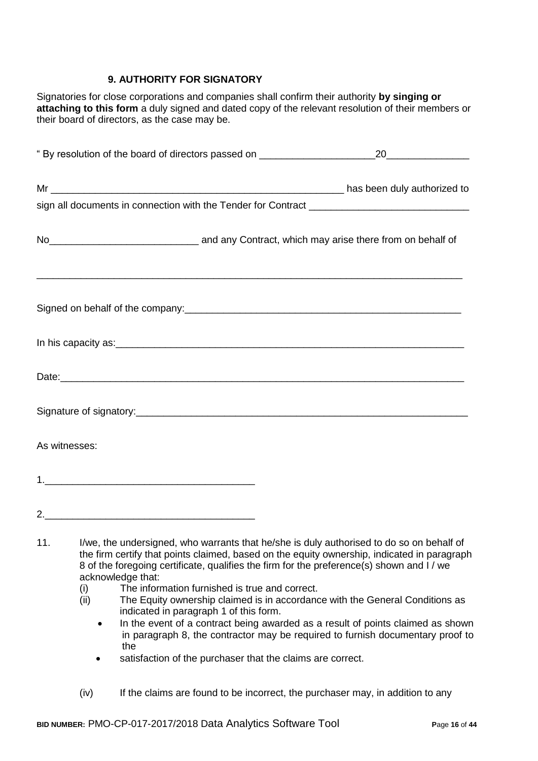### 9. AUTHORITY FOR SIGNATORY

Signatories for close corporations and companies shall confirm their authority **by singing or attaching to this form** a duly signed and dated copy of the relevant resolution of their members or their board of directors, as the case may be.

" By resolution of the board of directors passed on _____________________20_______________

Mr _______________________________________________________ has been duly authorized to sign all documents in connection with the Tender for Contract _____________________________

No___________________________ and any Contract, which may arise there from on behalf of

________________________________________________________________________________

Signed on behalf of the company:____________________________________________________

In his capacity as:_________________________________________________________________

Date:___________________________________________________________________________

Signature of signatory:_____________________________________________________________

As witnesses:

1.______________________________________

2.______________________________________

11. I/we, the undersigned, who warrants that he/she is duly authorised to do so on behalf of the firm certify that points claimed, based on the equity ownership, indicated in paragraph 8 of the foregoing certificate, qualifies the firm for the preference(s) shown and I / we acknowledge that:
    - (i) The information furnished is true and correct.
    - (ii) The Equity ownership claimed is in accordance with the General Conditions as indicated in paragraph 1 of this form.
        - In the event of a contract being awarded as a result of points claimed as shown in paragraph 8, the contractor may be required to furnish documentary proof to the
        - satisfaction of the purchaser that the claims are correct.
    - (iv) If the claims are found to be incorrect, the purchaser may, in addition to any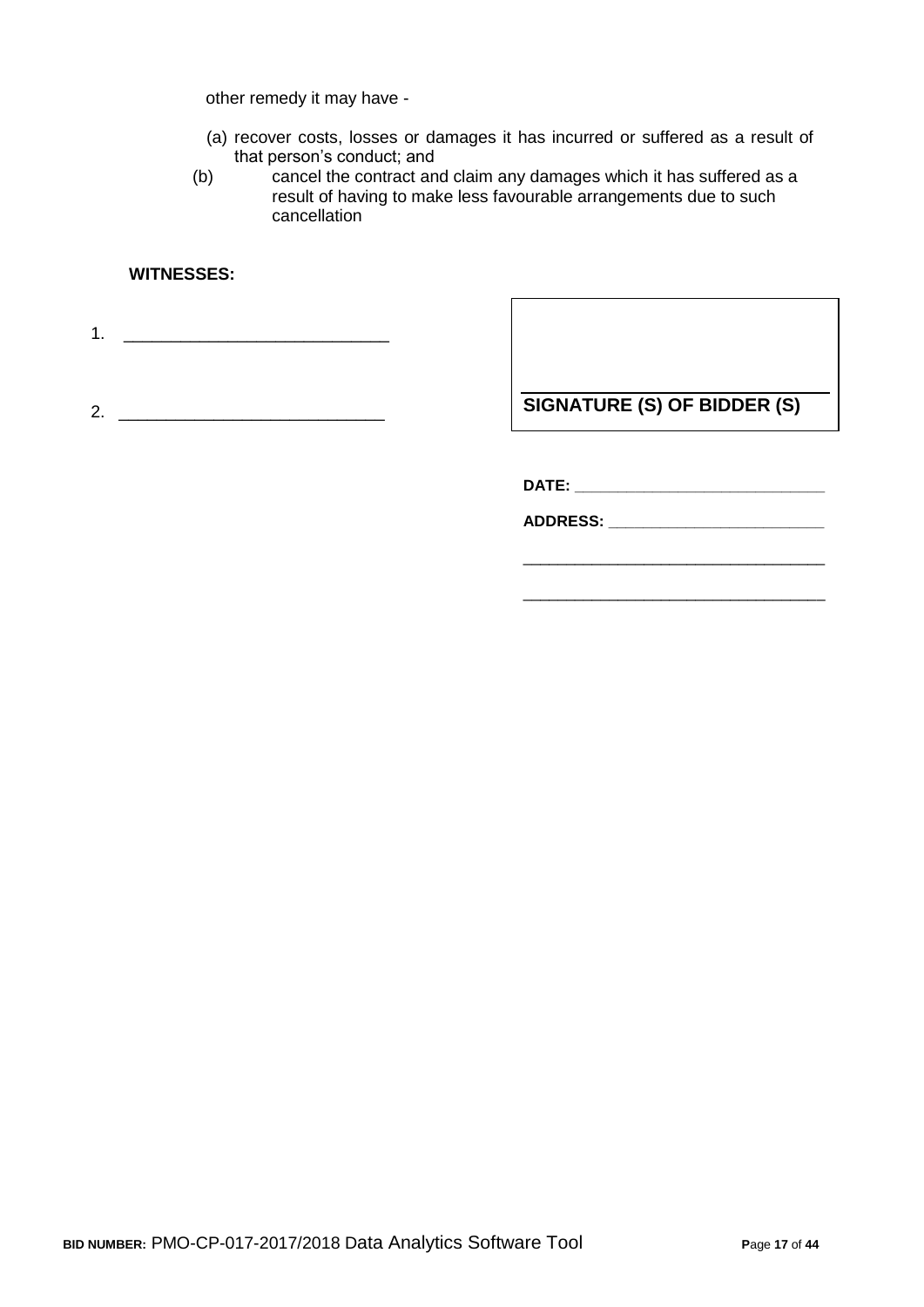other remedy it may have -

(a) recover costs, losses or damages it has incurred or suffered as a result of that person's conduct; and

(b) cancel the contract and claim any damages which it has suffered as a result of having to make less favourable arrangements due to such cancellation

**WITNESSES:**

1. ____________________________

2. ____________________________

**SIGNATURE (S) OF BIDDER (S)**

**DATE:** ____________________________

**ADDRESS:** ____________________________

____________________________

____________________________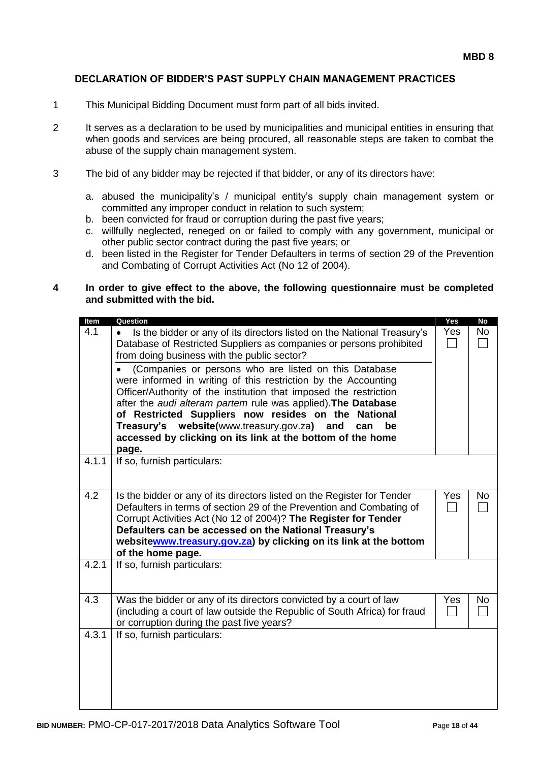**MBD 8**

## DECLARATION OF BIDDER'S PAST SUPPLY CHAIN MANAGEMENT PRACTICES

1. This Municipal Bidding Document must form part of all bids invited.

2. It serves as a declaration to be used by municipalities and municipal entities in ensuring that when goods and services are being procured, all reasonable steps are taken to combat the abuse of the supply chain management system.

3. The bid of any bidder may be rejected if that bidder, or any of its directors have:

   a. abused the municipality's / municipal entity's supply chain management system or committed any improper conduct in relation to such system;
   b. been convicted for fraud or corruption during the past five years;
   c. willfully neglected, reneged on or failed to comply with any government, municipal or other public sector contract during the past five years; or
   d. been listed in the Register for Tender Defaulters in terms of section 29 of the Prevention and Combating of Corrupt Activities Act (No 12 of 2004).

4. **In order to give effect to the above, the following questionnaire must be completed and submitted with the bid.**

| Item | Question | Yes | No |
|---|---|---|---|
| 4.1 | • Is the bidder or any of its directors listed on the National Treasury's Database of Restricted Suppliers as companies or persons prohibited from doing business with the public sector?<br><br>• (Companies or persons who are listed on this Database were informed in writing of this restriction by the Accounting Officer/Authority of the institution that imposed the restriction after the *audi alteram partem* rule was applied). **The Database of Restricted Suppliers now resides on the National Treasury's website(www.treasury.gov.za) and can be accessed by clicking on its link at the bottom of the home page.** | Yes ☐ | No ☐ |
| 4.1.1 | If so, furnish particulars: | | |
| 4.2 | Is the bidder or any of its directors listed on the Register for Tender Defaulters in terms of section 29 of the Prevention and Combating of Corrupt Activities Act (No 12 of 2004)? **The Register for Tender Defaulters can be accessed on the National Treasury's websitewww.treasury.gov.za) by clicking on its link at the bottom of the home page.** | Yes ☐ | No ☐ |
| 4.2.1 | If so, furnish particulars: | | |
| 4.3 | Was the bidder or any of its directors convicted by a court of law (including a court of law outside the Republic of South Africa) for fraud or corruption during the past five years? | Yes ☐ | No ☐ |
| 4.3.1 | If so, furnish particulars: | | |

**BID NUMBER:** PMO-CP-017-2017/2018 Data Analytics Software Tool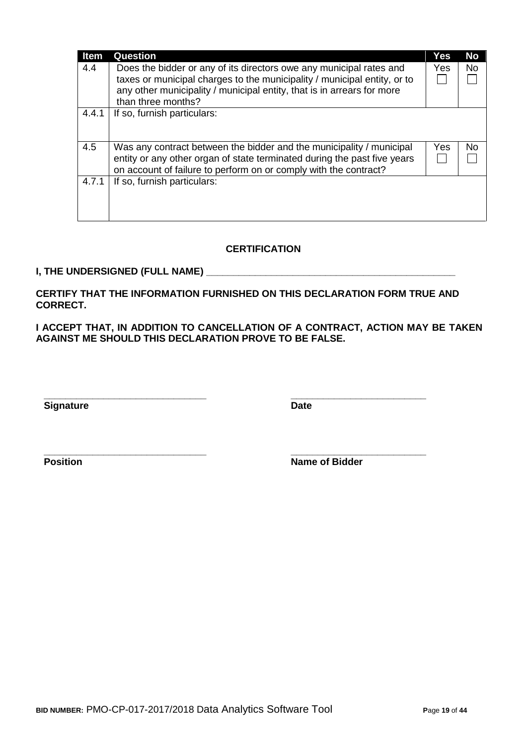| Item | Question | Yes | No |
|---|---|---|---|
| 4.4 | Does the bidder or any of its directors owe any municipal rates and taxes or municipal charges to the municipality / municipal entity, or to any other municipality / municipal entity, that is in arrears for more than three months? | Yes ☐ | No ☐ |
| 4.4.1 | If so, furnish particulars: | | |
| 4.5 | Was any contract between the bidder and the municipality / municipal entity or any other organ of state terminated during the past five years on account of failure to perform on or comply with the contract? | Yes ☐ | No ☐ |
| 4.7.1 | If so, furnish particulars: | | |

**CERTIFICATION**

**I, THE UNDERSIGNED (FULL NAME) ______________________________________________**

**CERTIFY THAT THE INFORMATION FURNISHED ON THIS DECLARATION FORM TRUE AND CORRECT.**

**I ACCEPT THAT, IN ADDITION TO CANCELLATION OF A CONTRACT, ACTION MAY BE TAKEN AGAINST ME SHOULD THIS DECLARATION PROVE TO BE FALSE.**

______________________________ ________________________

**Signature** **Date**

______________________________ ________________________

**Position** **Name of Bidder**

**BID NUMBER:** PMO-CP-017-2017/2018 Data Analytics Software Tool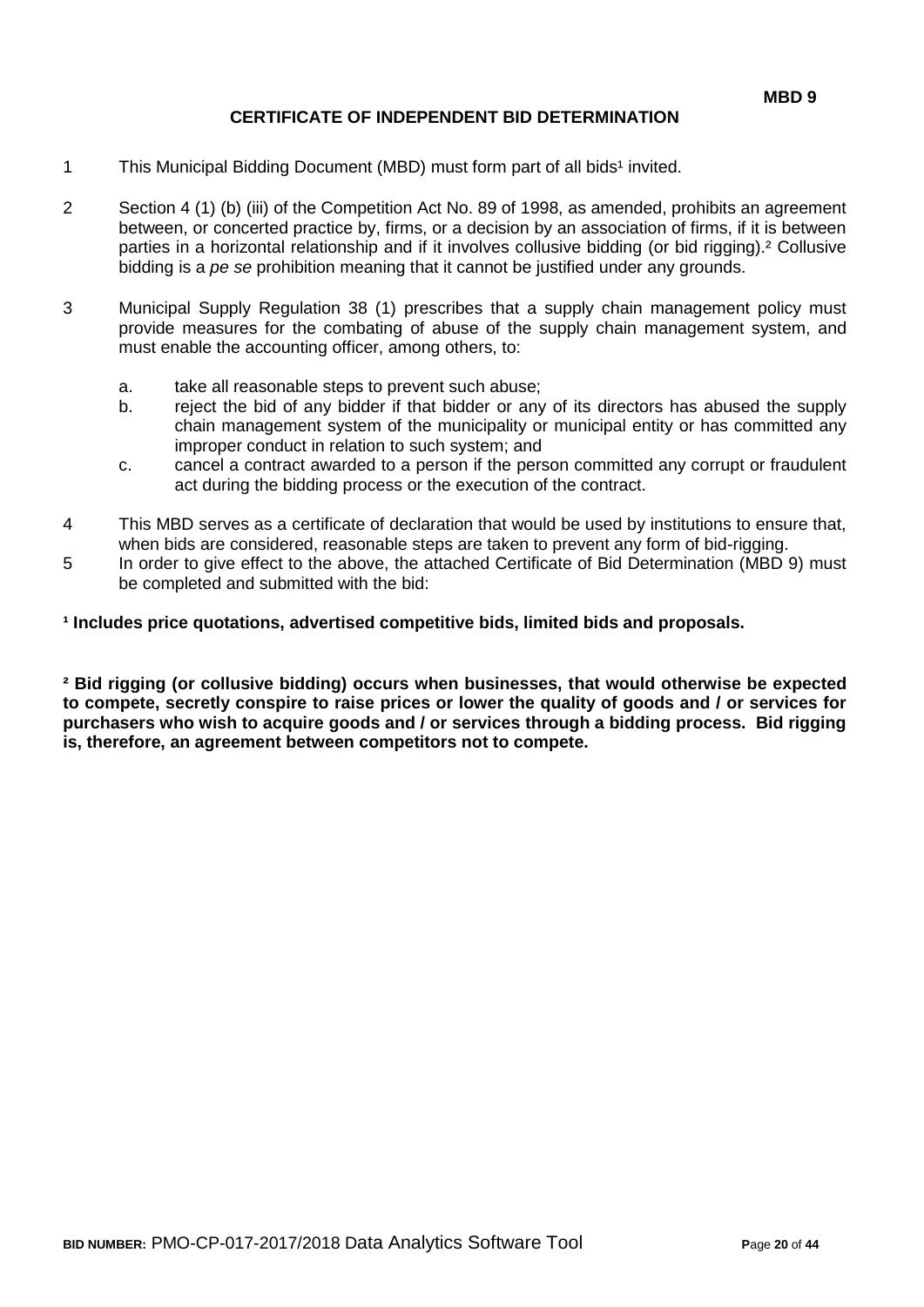**MBD 9**

## CERTIFICATE OF INDEPENDENT BID DETERMINATION

1. This Municipal Bidding Document (MBD) must form part of all bids[1] invited.

2. Section 4 (1) (b) (iii) of the Competition Act No. 89 of 1998, as amended, prohibits an agreement between, or concerted practice by, firms, or a decision by an association of firms, if it is between parties in a horizontal relationship and if it involves collusive bidding (or bid rigging).[2] Collusive bidding is a *pe se* prohibition meaning that it cannot be justified under any grounds.

3. Municipal Supply Regulation 38 (1) prescribes that a supply chain management policy must provide measures for the combating of abuse of the supply chain management system, and must enable the accounting officer, among others, to:

   a. take all reasonable steps to prevent such abuse;
   b. reject the bid of any bidder if that bidder or any of its directors has abused the supply chain management system of the municipality or municipal entity or has committed any improper conduct in relation to such system; and
   c. cancel a contract awarded to a person if the person committed any corrupt or fraudulent act during the bidding process or the execution of the contract.

4. This MBD serves as a certificate of declaration that would be used by institutions to ensure that, when bids are considered, reasonable steps are taken to prevent any form of bid-rigging.
5. In order to give effect to the above, the attached Certificate of Bid Determination (MBD 9) must be completed and submitted with the bid:

**[1] Includes price quotations, advertised competitive bids, limited bids and proposals.**

**[2] Bid rigging (or collusive bidding) occurs when businesses, that would otherwise be expected to compete, secretly conspire to raise prices or lower the quality of goods and / or services for purchasers who wish to acquire goods and / or services through a bidding process. Bid rigging is, therefore, an agreement between competitors not to compete.**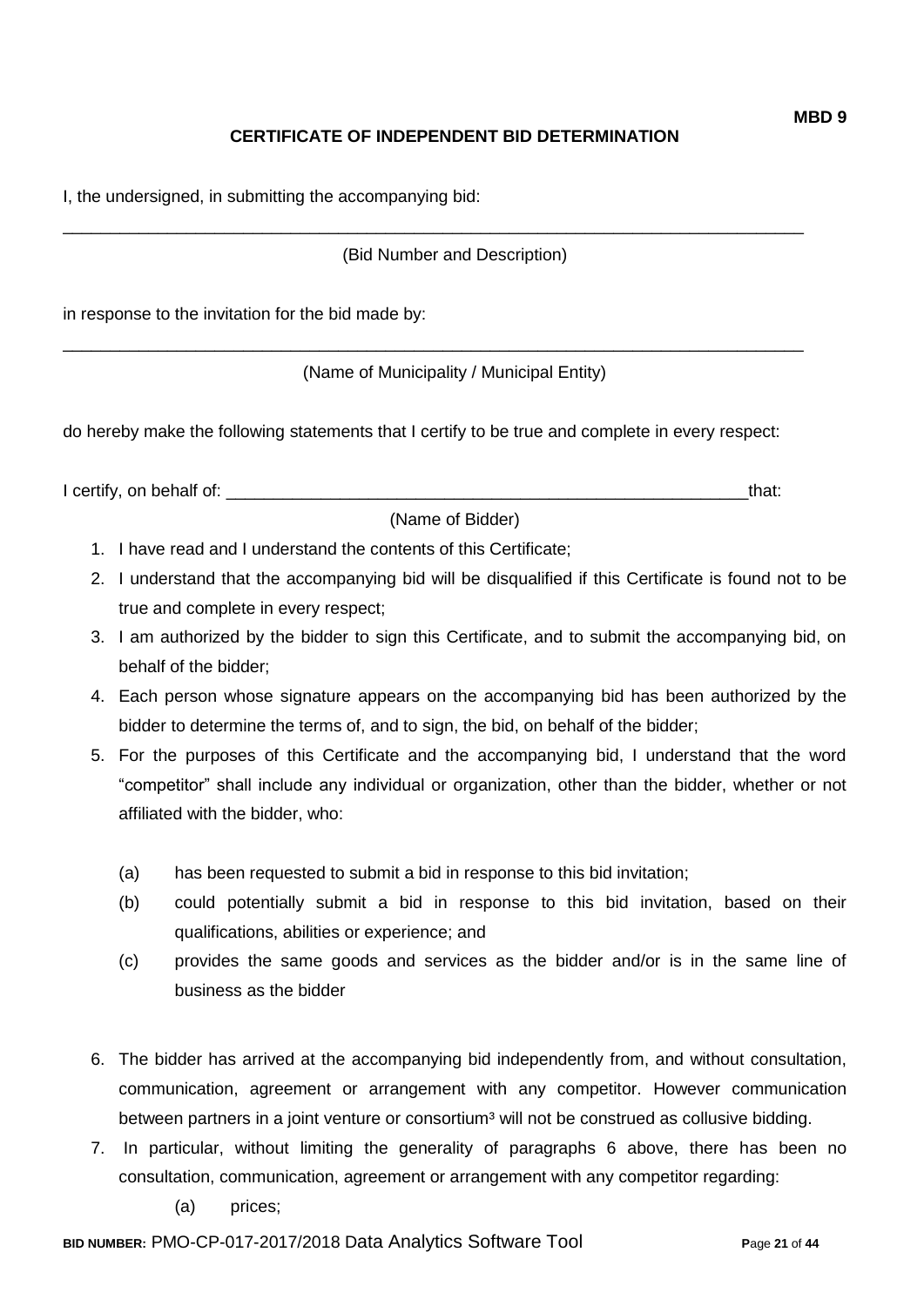**MBD 9**

## CERTIFICATE OF INDEPENDENT BID DETERMINATION

I, the undersigned, in submitting the accompanying bid:

\_\_\_\_\_\_\_\_\_\_\_\_\_\_\_\_\_\_\_\_\_\_\_\_\_\_\_\_\_\_\_\_\_\_\_\_\_\_\_\_\_\_\_\_\_\_\_\_\_\_\_\_\_\_\_\_\_\_\_\_\_\_\_\_\_\_\_\_\_\_\_\_\_\_\_\_\_\_

(Bid Number and Description)

in response to the invitation for the bid made by:

\_\_\_\_\_\_\_\_\_\_\_\_\_\_\_\_\_\_\_\_\_\_\_\_\_\_\_\_\_\_\_\_\_\_\_\_\_\_\_\_\_\_\_\_\_\_\_\_\_\_\_\_\_\_\_\_\_\_\_\_\_\_\_\_\_\_\_\_\_\_\_\_\_\_\_\_\_\_

(Name of Municipality / Municipal Entity)

do hereby make the following statements that I certify to be true and complete in every respect:

I certify, on behalf of: \_\_\_\_\_\_\_\_\_\_\_\_\_\_\_\_\_\_\_\_\_\_\_\_\_\_\_\_\_\_\_\_\_\_\_\_\_\_\_\_\_\_\_\_\_\_\_\_\_\_\_\_\_\_\_\_that:

(Name of Bidder)

1. I have read and I understand the contents of this Certificate;
2. I understand that the accompanying bid will be disqualified if this Certificate is found not to be true and complete in every respect;
3. I am authorized by the bidder to sign this Certificate, and to submit the accompanying bid, on behalf of the bidder;
4. Each person whose signature appears on the accompanying bid has been authorized by the bidder to determine the terms of, and to sign, the bid, on behalf of the bidder;
5. For the purposes of this Certificate and the accompanying bid, I understand that the word "competitor" shall include any individual or organization, other than the bidder, whether or not affiliated with the bidder, who:

   (a) has been requested to submit a bid in response to this bid invitation;

   (b) could potentially submit a bid in response to this bid invitation, based on their qualifications, abilities or experience; and

   (c) provides the same goods and services as the bidder and/or is in the same line of business as the bidder

6. The bidder has arrived at the accompanying bid independently from, and without consultation, communication, agreement or arrangement with any competitor. However communication between partners in a joint venture or consortium[3] will not be construed as collusive bidding.
7. In particular, without limiting the generality of paragraphs 6 above, there has been no consultation, communication, agreement or arrangement with any competitor regarding:

   (a) prices;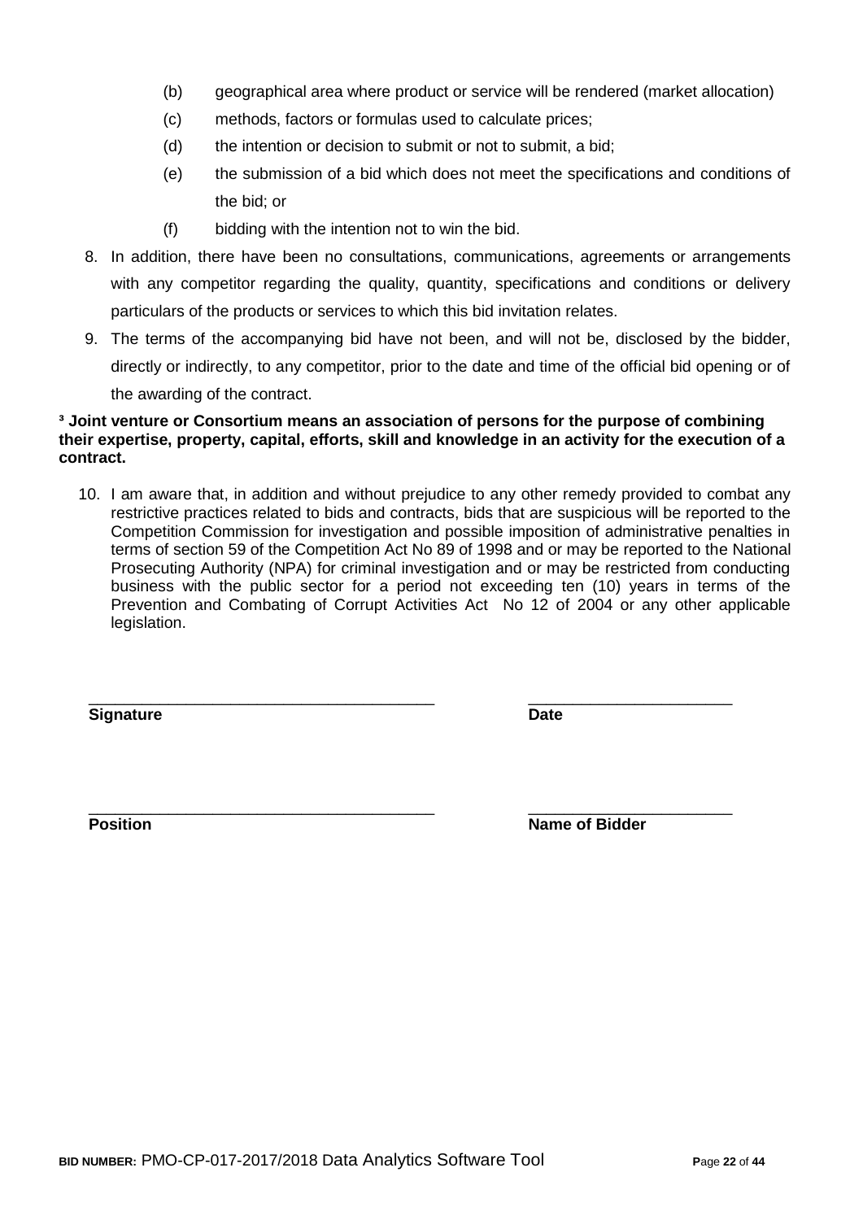(b) geographical area where product or service will be rendered (market allocation)

(c) methods, factors or formulas used to calculate prices;

(d) the intention or decision to submit or not to submit, a bid;

(e) the submission of a bid which does not meet the specifications and conditions of the bid; or

(f) bidding with the intention not to win the bid.

8. In addition, there have been no consultations, communications, agreements or arrangements with any competitor regarding the quality, quantity, specifications and conditions or delivery particulars of the products or services to which this bid invitation relates.

9. The terms of the accompanying bid have not been, and will not be, disclosed by the bidder, directly or indirectly, to any competitor, prior to the date and time of the official bid opening or of the awarding of the contract.

**[3] Joint venture or Consortium means an association of persons for the purpose of combining their expertise, property, capital, efforts, skill and knowledge in an activity for the execution of a contract.**

10. I am aware that, in addition and without prejudice to any other remedy provided to combat any restrictive practices related to bids and contracts, bids that are suspicious will be reported to the Competition Commission for investigation and possible imposition of administrative penalties in terms of section 59 of the Competition Act No 89 of 1998 and or may be reported to the National Prosecuting Authority (NPA) for criminal investigation and or may be restricted from conducting business with the public sector for a period not exceeding ten (10) years in terms of the Prevention and Combating of Corrupt Activities Act No 12 of 2004 or any other applicable legislation.

\_\_\_\_\_\_\_\_\_\_\_\_\_\_\_\_\_\_\_\_\_\_\_\_\_\_\_\_\_\_\_\_\_\_\_\_\_\_ \_\_\_\_\_\_\_\_\_\_\_\_\_\_\_\_\_\_\_\_\_\_\_

**Signature** **Date**

\_\_\_\_\_\_\_\_\_\_\_\_\_\_\_\_\_\_\_\_\_\_\_\_\_\_\_\_\_\_\_\_\_\_\_\_\_\_ \_\_\_\_\_\_\_\_\_\_\_\_\_\_\_\_\_\_\_\_\_\_\_

**Position** **Name of Bidder**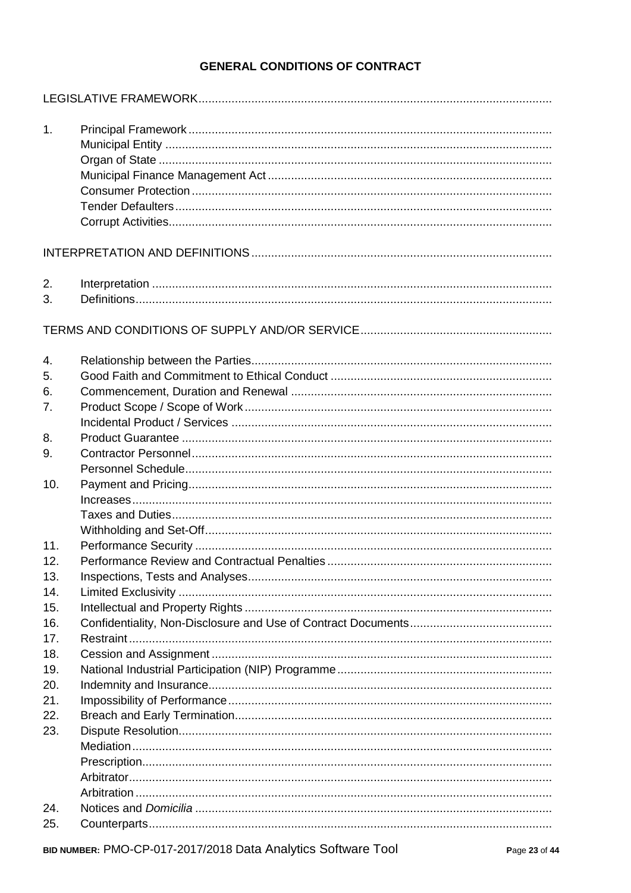# GENERAL CONDITIONS OF CONTRACT

LEGISLATIVE FRAMEWORK

1. Principal Framework
   - Municipal Entity
   - Organ of State
   - Municipal Finance Management Act
   - Consumer Protection
   - Tender Defaulters
   - Corrupt Activities

INTERPRETATION AND DEFINITIONS

2. Interpretation
3. Definitions

TERMS AND CONDITIONS OF SUPPLY AND/OR SERVICE

4. Relationship between the Parties
5. Good Faith and Commitment to Ethical Conduct
6. Commencement, Duration and Renewal
7. Product Scope / Scope of Work
   - Incidental Product / Services
8. Product Guarantee
9. Contractor Personnel
   - Personnel Schedule
10. Payment and Pricing
    - Increases
    - Taxes and Duties
    - Withholding and Set-Off
11. Performance Security
12. Performance Review and Contractual Penalties
13. Inspections, Tests and Analyses
14. Limited Exclusivity
15. Intellectual and Property Rights
16. Confidentiality, Non-Disclosure and Use of Contract Documents
17. Restraint
18. Cession and Assignment
19. National Industrial Participation (NIP) Programme
20. Indemnity and Insurance
21. Impossibility of Performance
22. Breach and Early Termination
23. Dispute Resolution
    - Mediation
    - Prescription
    - Arbitrator
    - Arbitration
24. Notices and *Domicilia*
25. Counterparts

BID NUMBER: PMO-CP-017-2017/2018 Data Analytics Software Tool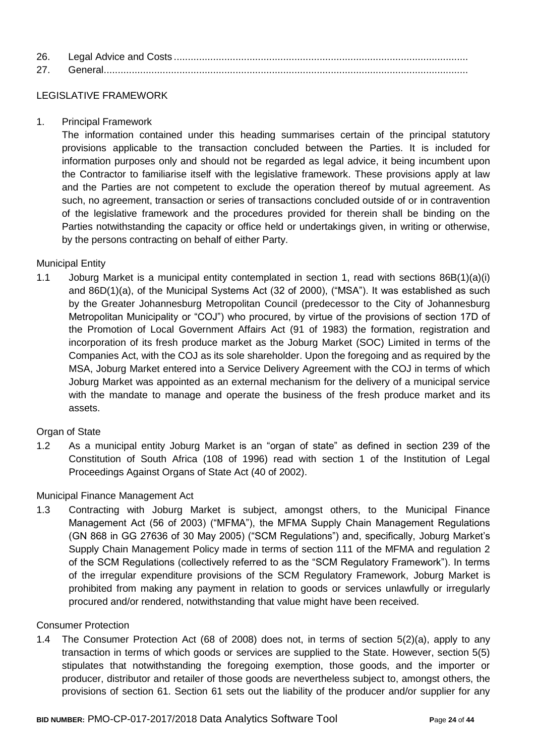26. Legal Advice and Costs .........................................................................................................
27. General..................................................................................................................................

## LEGISLATIVE FRAMEWORK

1. Principal Framework

   The information contained under this heading summarises certain of the principal statutory provisions applicable to the transaction concluded between the Parties. It is included for information purposes only and should not be regarded as legal advice, it being incumbent upon the Contractor to familiarise itself with the legislative framework. These provisions apply at law and the Parties are not competent to exclude the operation thereof by mutual agreement. As such, no agreement, transaction or series of transactions concluded outside of or in contravention of the legislative framework and the procedures provided for therein shall be binding on the Parties notwithstanding the capacity or office held or undertakings given, in writing or otherwise, by the persons contracting on behalf of either Party.

Municipal Entity

1.1 Joburg Market is a municipal entity contemplated in section 1, read with sections 86B(1)(a)(i) and 86D(1)(a), of the Municipal Systems Act (32 of 2000), ("MSA"). It was established as such by the Greater Johannesburg Metropolitan Council (predecessor to the City of Johannesburg Metropolitan Municipality or "COJ") who procured, by virtue of the provisions of section 17D of the Promotion of Local Government Affairs Act (91 of 1983) the formation, registration and incorporation of its fresh produce market as the Joburg Market (SOC) Limited in terms of the Companies Act, with the COJ as its sole shareholder. Upon the foregoing and as required by the MSA, Joburg Market entered into a Service Delivery Agreement with the COJ in terms of which Joburg Market was appointed as an external mechanism for the delivery of a municipal service with the mandate to manage and operate the business of the fresh produce market and its assets.

Organ of State

1.2 As a municipal entity Joburg Market is an "organ of state" as defined in section 239 of the Constitution of South Africa (108 of 1996) read with section 1 of the Institution of Legal Proceedings Against Organs of State Act (40 of 2002).

Municipal Finance Management Act

1.3 Contracting with Joburg Market is subject, amongst others, to the Municipal Finance Management Act (56 of 2003) ("MFMA"), the MFMA Supply Chain Management Regulations (GN 868 in GG 27636 of 30 May 2005) ("SCM Regulations") and, specifically, Joburg Market's Supply Chain Management Policy made in terms of section 111 of the MFMA and regulation 2 of the SCM Regulations (collectively referred to as the "SCM Regulatory Framework"). In terms of the irregular expenditure provisions of the SCM Regulatory Framework, Joburg Market is prohibited from making any payment in relation to goods or services unlawfully or irregularly procured and/or rendered, notwithstanding that value might have been received.

Consumer Protection

1.4 The Consumer Protection Act (68 of 2008) does not, in terms of section 5(2)(a), apply to any transaction in terms of which goods or services are supplied to the State. However, section 5(5) stipulates that notwithstanding the foregoing exemption, those goods, and the importer or producer, distributor and retailer of those goods are nevertheless subject to, amongst others, the provisions of section 61. Section 61 sets out the liability of the producer and/or supplier for any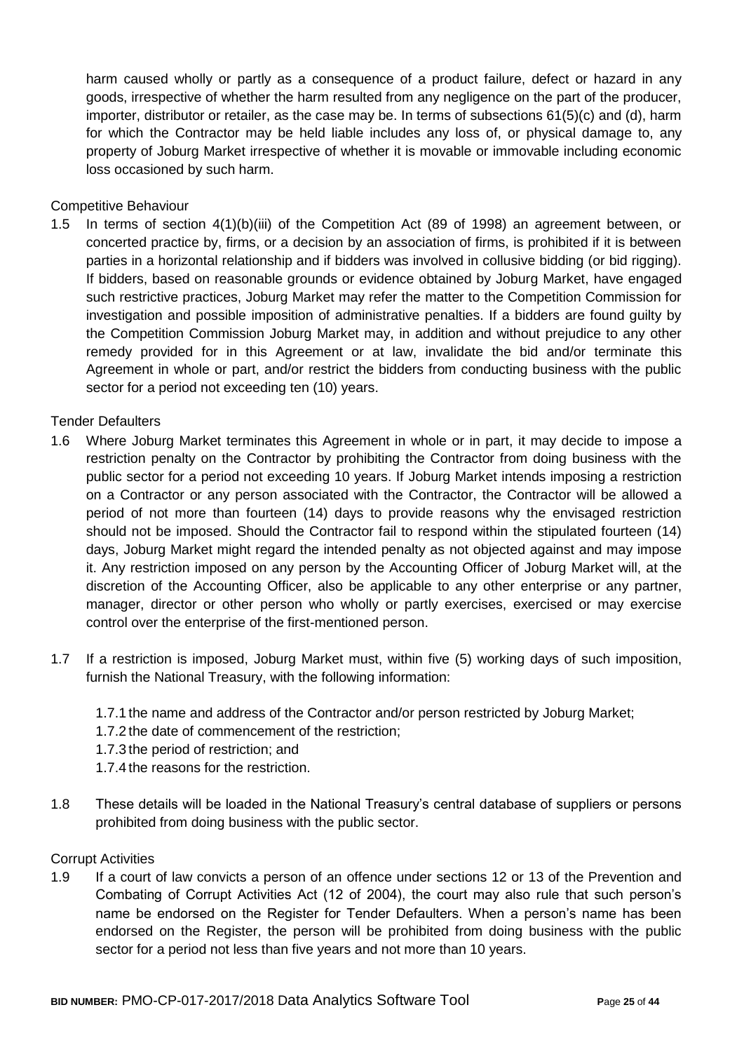harm caused wholly or partly as a consequence of a product failure, defect or hazard in any goods, irrespective of whether the harm resulted from any negligence on the part of the producer, importer, distributor or retailer, as the case may be. In terms of subsections 61(5)(c) and (d), harm for which the Contractor may be held liable includes any loss of, or physical damage to, any property of Joburg Market irrespective of whether it is movable or immovable including economic loss occasioned by such harm.

Competitive Behaviour

1.5 In terms of section 4(1)(b)(iii) of the Competition Act (89 of 1998) an agreement between, or concerted practice by, firms, or a decision by an association of firms, is prohibited if it is between parties in a horizontal relationship and if bidders was involved in collusive bidding (or bid rigging). If bidders, based on reasonable grounds or evidence obtained by Joburg Market, have engaged such restrictive practices, Joburg Market may refer the matter to the Competition Commission for investigation and possible imposition of administrative penalties. If a bidders are found guilty by the Competition Commission Joburg Market may, in addition and without prejudice to any other remedy provided for in this Agreement or at law, invalidate the bid and/or terminate this Agreement in whole or part, and/or restrict the bidders from conducting business with the public sector for a period not exceeding ten (10) years.

Tender Defaulters

1.6 Where Joburg Market terminates this Agreement in whole or in part, it may decide to impose a restriction penalty on the Contractor by prohibiting the Contractor from doing business with the public sector for a period not exceeding 10 years. If Joburg Market intends imposing a restriction on a Contractor or any person associated with the Contractor, the Contractor will be allowed a period of not more than fourteen (14) days to provide reasons why the envisaged restriction should not be imposed. Should the Contractor fail to respond within the stipulated fourteen (14) days, Joburg Market might regard the intended penalty as not objected against and may impose it. Any restriction imposed on any person by the Accounting Officer of Joburg Market will, at the discretion of the Accounting Officer, also be applicable to any other enterprise or any partner, manager, director or other person who wholly or partly exercises, exercised or may exercise control over the enterprise of the first-mentioned person.

1.7 If a restriction is imposed, Joburg Market must, within five (5) working days of such imposition, furnish the National Treasury, with the following information:

1.7.1 the name and address of the Contractor and/or person restricted by Joburg Market;
1.7.2 the date of commencement of the restriction;
1.7.3 the period of restriction; and
1.7.4 the reasons for the restriction.

1.8 These details will be loaded in the National Treasury's central database of suppliers or persons prohibited from doing business with the public sector.

Corrupt Activities

1.9 If a court of law convicts a person of an offence under sections 12 or 13 of the Prevention and Combating of Corrupt Activities Act (12 of 2004), the court may also rule that such person's name be endorsed on the Register for Tender Defaulters. When a person's name has been endorsed on the Register, the person will be prohibited from doing business with the public sector for a period not less than five years and not more than 10 years.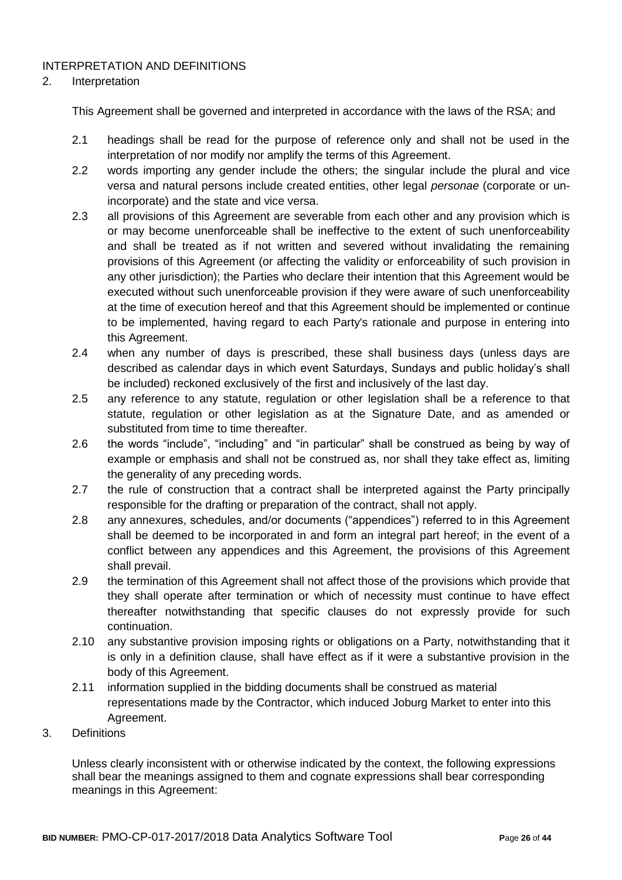## INTERPRETATION AND DEFINITIONS

2. Interpretation

This Agreement shall be governed and interpreted in accordance with the laws of the RSA; and

2.1 headings shall be read for the purpose of reference only and shall not be used in the interpretation of nor modify nor amplify the terms of this Agreement.

2.2 words importing any gender include the others; the singular include the plural and vice versa and natural persons include created entities, other legal *personae* (corporate or un-incorporate) and the state and vice versa.

2.3 all provisions of this Agreement are severable from each other and any provision which is or may become unenforceable shall be ineffective to the extent of such unenforceability and shall be treated as if not written and severed without invalidating the remaining provisions of this Agreement (or affecting the validity or enforceability of such provision in any other jurisdiction); the Parties who declare their intention that this Agreement would be executed without such unenforceable provision if they were aware of such unenforceability at the time of execution hereof and that this Agreement should be implemented or continue to be implemented, having regard to each Party's rationale and purpose in entering into this Agreement.

2.4 when any number of days is prescribed, these shall business days (unless days are described as calendar days in which event Saturdays, Sundays and public holiday's shall be included) reckoned exclusively of the first and inclusively of the last day.

2.5 any reference to any statute, regulation or other legislation shall be a reference to that statute, regulation or other legislation as at the Signature Date, and as amended or substituted from time to time thereafter.

2.6 the words "include", "including" and "in particular" shall be construed as being by way of example or emphasis and shall not be construed as, nor shall they take effect as, limiting the generality of any preceding words.

2.7 the rule of construction that a contract shall be interpreted against the Party principally responsible for the drafting or preparation of the contract, shall not apply.

2.8 any annexures, schedules, and/or documents ("appendices") referred to in this Agreement shall be deemed to be incorporated in and form an integral part hereof; in the event of a conflict between any appendices and this Agreement, the provisions of this Agreement shall prevail.

2.9 the termination of this Agreement shall not affect those of the provisions which provide that they shall operate after termination or which of necessity must continue to have effect thereafter notwithstanding that specific clauses do not expressly provide for such continuation.

2.10 any substantive provision imposing rights or obligations on a Party, notwithstanding that it is only in a definition clause, shall have effect as if it were a substantive provision in the body of this Agreement.

2.11 information supplied in the bidding documents shall be construed as material representations made by the Contractor, which induced Joburg Market to enter into this Agreement.

3. Definitions

Unless clearly inconsistent with or otherwise indicated by the context, the following expressions shall bear the meanings assigned to them and cognate expressions shall bear corresponding meanings in this Agreement: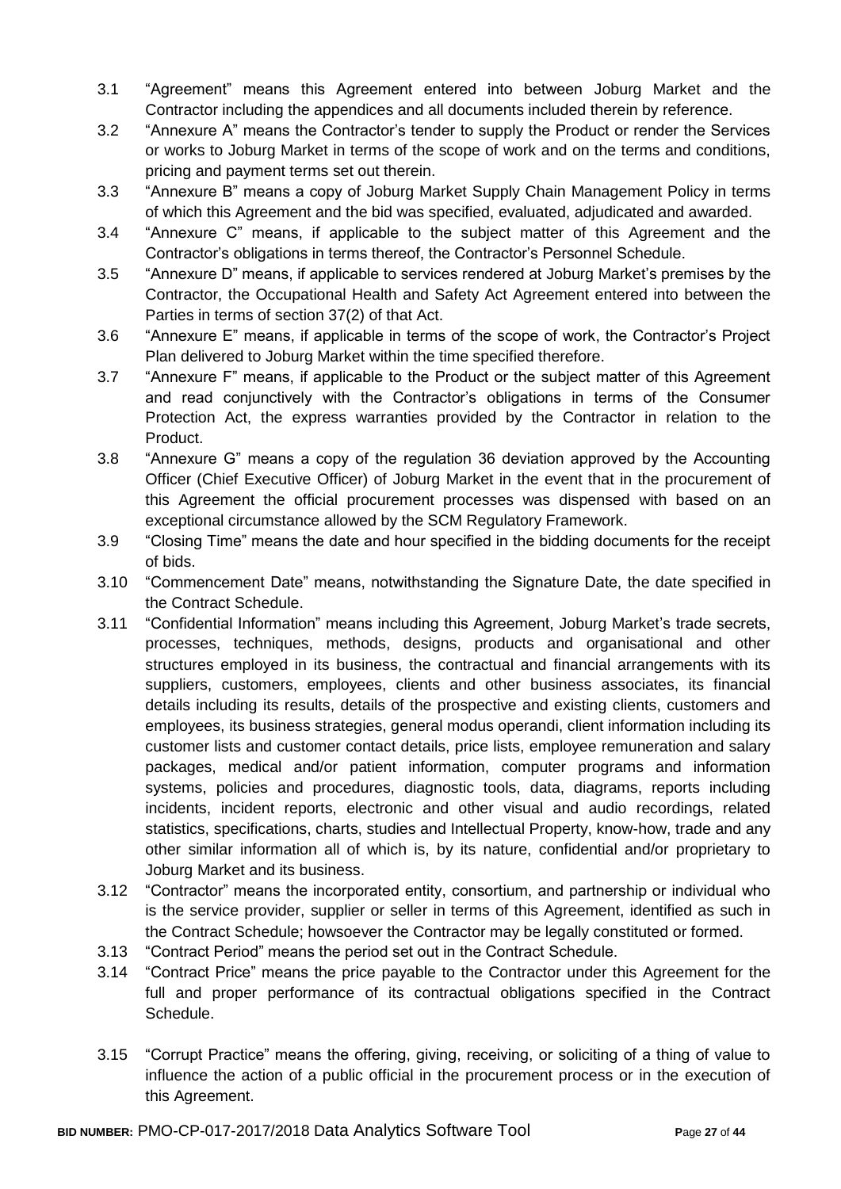3.1 "Agreement" means this Agreement entered into between Joburg Market and the Contractor including the appendices and all documents included therein by reference.

3.2 "Annexure A" means the Contractor's tender to supply the Product or render the Services or works to Joburg Market in terms of the scope of work and on the terms and conditions, pricing and payment terms set out therein.

3.3 "Annexure B" means a copy of Joburg Market Supply Chain Management Policy in terms of which this Agreement and the bid was specified, evaluated, adjudicated and awarded.

3.4 "Annexure C" means, if applicable to the subject matter of this Agreement and the Contractor's obligations in terms thereof, the Contractor's Personnel Schedule.

3.5 "Annexure D" means, if applicable to services rendered at Joburg Market's premises by the Contractor, the Occupational Health and Safety Act Agreement entered into between the Parties in terms of section 37(2) of that Act.

3.6 "Annexure E" means, if applicable in terms of the scope of work, the Contractor's Project Plan delivered to Joburg Market within the time specified therefore.

3.7 "Annexure F" means, if applicable to the Product or the subject matter of this Agreement and read conjunctively with the Contractor's obligations in terms of the Consumer Protection Act, the express warranties provided by the Contractor in relation to the Product.

3.8 "Annexure G" means a copy of the regulation 36 deviation approved by the Accounting Officer (Chief Executive Officer) of Joburg Market in the event that in the procurement of this Agreement the official procurement processes was dispensed with based on an exceptional circumstance allowed by the SCM Regulatory Framework.

3.9 "Closing Time" means the date and hour specified in the bidding documents for the receipt of bids.

3.10 "Commencement Date" means, notwithstanding the Signature Date, the date specified in the Contract Schedule.

3.11 "Confidential Information" means including this Agreement, Joburg Market's trade secrets, processes, techniques, methods, designs, products and organisational and other structures employed in its business, the contractual and financial arrangements with its suppliers, customers, employees, clients and other business associates, its financial details including its results, details of the prospective and existing clients, customers and employees, its business strategies, general modus operandi, client information including its customer lists and customer contact details, price lists, employee remuneration and salary packages, medical and/or patient information, computer programs and information systems, policies and procedures, diagnostic tools, data, diagrams, reports including incidents, incident reports, electronic and other visual and audio recordings, related statistics, specifications, charts, studies and Intellectual Property, know-how, trade and any other similar information all of which is, by its nature, confidential and/or proprietary to Joburg Market and its business.

3.12 "Contractor" means the incorporated entity, consortium, and partnership or individual who is the service provider, supplier or seller in terms of this Agreement, identified as such in the Contract Schedule; howsoever the Contractor may be legally constituted or formed.

3.13 "Contract Period" means the period set out in the Contract Schedule.

3.14 "Contract Price" means the price payable to the Contractor under this Agreement for the full and proper performance of its contractual obligations specified in the Contract Schedule.

3.15 "Corrupt Practice" means the offering, giving, receiving, or soliciting of a thing of value to influence the action of a public official in the procurement process or in the execution of this Agreement.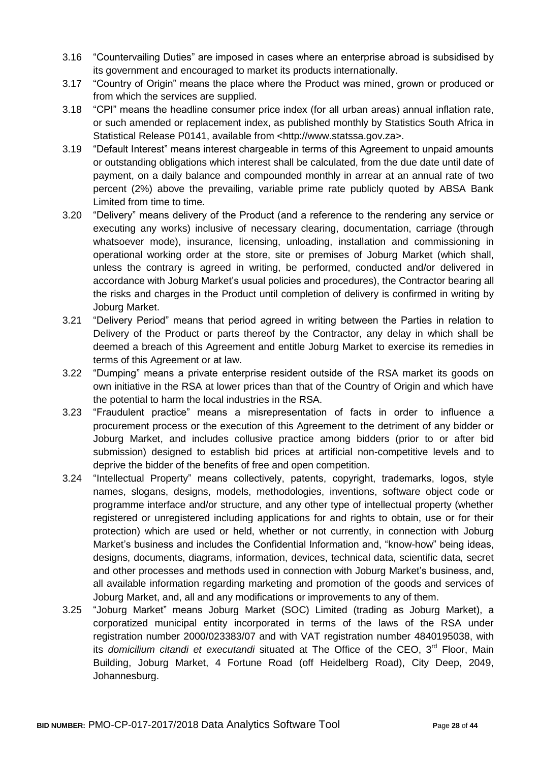3.16 "Countervailing Duties" are imposed in cases where an enterprise abroad is subsidised by its government and encouraged to market its products internationally.

3.17 "Country of Origin" means the place where the Product was mined, grown or produced or from which the services are supplied.

3.18 "CPI" means the headline consumer price index (for all urban areas) annual inflation rate, or such amended or replacement index, as published monthly by Statistics South Africa in Statistical Release P0141, available from <http://www.statssa.gov.za>.

3.19 "Default Interest" means interest chargeable in terms of this Agreement to unpaid amounts or outstanding obligations which interest shall be calculated, from the due date until date of payment, on a daily balance and compounded monthly in arrear at an annual rate of two percent (2%) above the prevailing, variable prime rate publicly quoted by ABSA Bank Limited from time to time.

3.20 "Delivery" means delivery of the Product (and a reference to the rendering any service or executing any works) inclusive of necessary clearing, documentation, carriage (through whatsoever mode), insurance, licensing, unloading, installation and commissioning in operational working order at the store, site or premises of Joburg Market (which shall, unless the contrary is agreed in writing, be performed, conducted and/or delivered in accordance with Joburg Market's usual policies and procedures), the Contractor bearing all the risks and charges in the Product until completion of delivery is confirmed in writing by Joburg Market.

3.21 "Delivery Period" means that period agreed in writing between the Parties in relation to Delivery of the Product or parts thereof by the Contractor, any delay in which shall be deemed a breach of this Agreement and entitle Joburg Market to exercise its remedies in terms of this Agreement or at law.

3.22 "Dumping" means a private enterprise resident outside of the RSA market its goods on own initiative in the RSA at lower prices than that of the Country of Origin and which have the potential to harm the local industries in the RSA.

3.23 "Fraudulent practice" means a misrepresentation of facts in order to influence a procurement process or the execution of this Agreement to the detriment of any bidder or Joburg Market, and includes collusive practice among bidders (prior to or after bid submission) designed to establish bid prices at artificial non-competitive levels and to deprive the bidder of the benefits of free and open competition.

3.24 "Intellectual Property" means collectively, patents, copyright, trademarks, logos, style names, slogans, designs, models, methodologies, inventions, software object code or programme interface and/or structure, and any other type of intellectual property (whether registered or unregistered including applications for and rights to obtain, use or for their protection) which are used or held, whether or not currently, in connection with Joburg Market's business and includes the Confidential Information and, "know-how" being ideas, designs, documents, diagrams, information, devices, technical data, scientific data, secret and other processes and methods used in connection with Joburg Market's business, and, all available information regarding marketing and promotion of the goods and services of Joburg Market, and, all and any modifications or improvements to any of them.

3.25 "Joburg Market" means Joburg Market (SOC) Limited (trading as Joburg Market), a corporatized municipal entity incorporated in terms of the laws of the RSA under registration number 2000/023383/07 and with VAT registration number 4840195038, with its *domicilium citandi et executandi* situated at The Office of the CEO, 3rd Floor, Main Building, Joburg Market, 4 Fortune Road (off Heidelberg Road), City Deep, 2049, Johannesburg.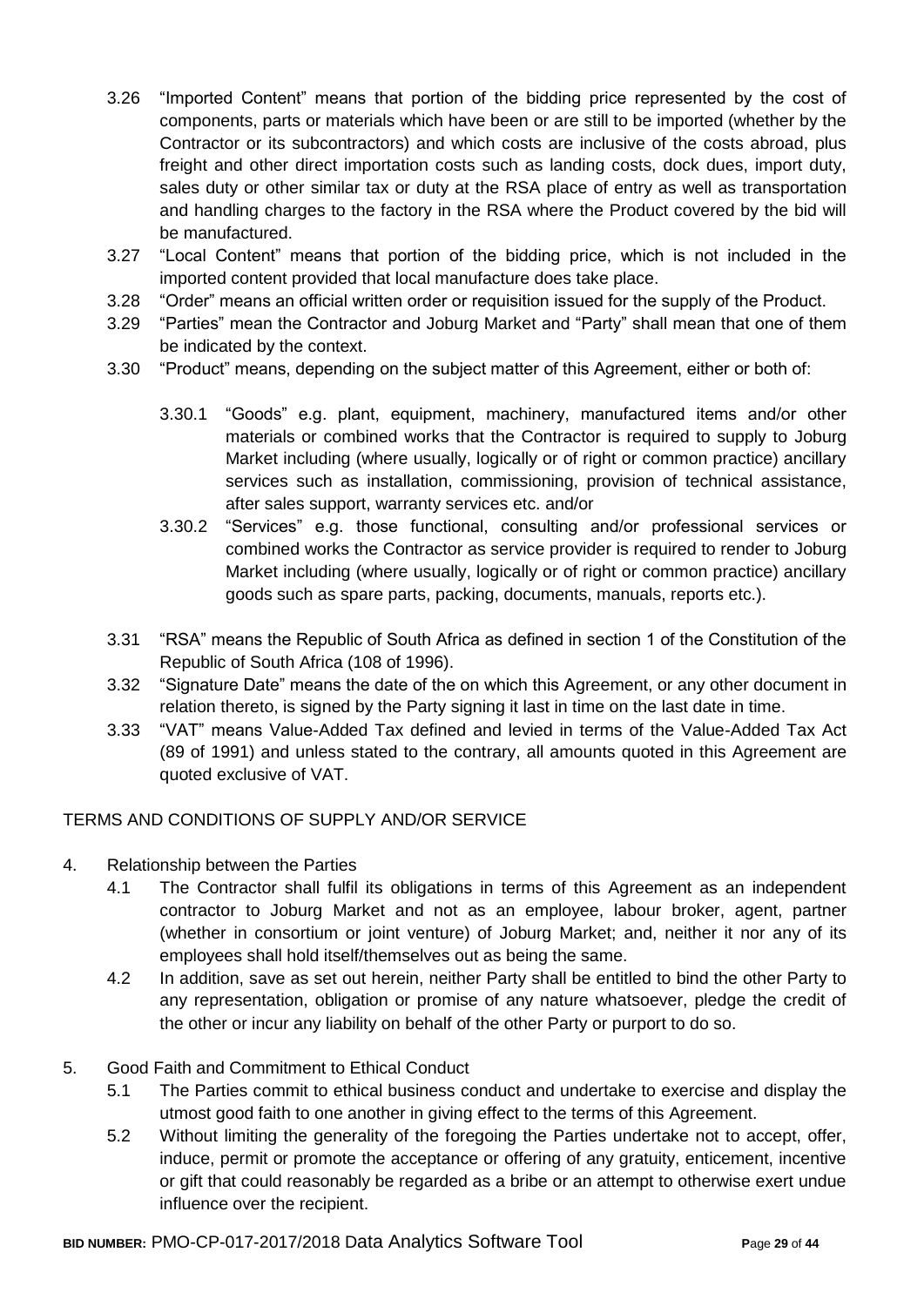3.26 "Imported Content" means that portion of the bidding price represented by the cost of components, parts or materials which have been or are still to be imported (whether by the Contractor or its subcontractors) and which costs are inclusive of the costs abroad, plus freight and other direct importation costs such as landing costs, dock dues, import duty, sales duty or other similar tax or duty at the RSA place of entry as well as transportation and handling charges to the factory in the RSA where the Product covered by the bid will be manufactured.

3.27 "Local Content" means that portion of the bidding price, which is not included in the imported content provided that local manufacture does take place.

3.28 "Order" means an official written order or requisition issued for the supply of the Product.

3.29 "Parties" mean the Contractor and Joburg Market and "Party" shall mean that one of them be indicated by the context.

3.30 "Product" means, depending on the subject matter of this Agreement, either or both of:

3.30.1 "Goods" e.g. plant, equipment, machinery, manufactured items and/or other materials or combined works that the Contractor is required to supply to Joburg Market including (where usually, logically or of right or common practice) ancillary services such as installation, commissioning, provision of technical assistance, after sales support, warranty services etc. and/or

3.30.2 "Services" e.g. those functional, consulting and/or professional services or combined works the Contractor as service provider is required to render to Joburg Market including (where usually, logically or of right or common practice) ancillary goods such as spare parts, packing, documents, manuals, reports etc.).

3.31 "RSA" means the Republic of South Africa as defined in section 1 of the Constitution of the Republic of South Africa (108 of 1996).

3.32 "Signature Date" means the date of the on which this Agreement, or any other document in relation thereto, is signed by the Party signing it last in time on the last date in time.

3.33 "VAT" means Value-Added Tax defined and levied in terms of the Value-Added Tax Act (89 of 1991) and unless stated to the contrary, all amounts quoted in this Agreement are quoted exclusive of VAT.

TERMS AND CONDITIONS OF SUPPLY AND/OR SERVICE

4. Relationship between the Parties

4.1 The Contractor shall fulfil its obligations in terms of this Agreement as an independent contractor to Joburg Market and not as an employee, labour broker, agent, partner (whether in consortium or joint venture) of Joburg Market; and, neither it nor any of its employees shall hold itself/themselves out as being the same.

4.2 In addition, save as set out herein, neither Party shall be entitled to bind the other Party to any representation, obligation or promise of any nature whatsoever, pledge the credit of the other or incur any liability on behalf of the other Party or purport to do so.

5. Good Faith and Commitment to Ethical Conduct

5.1 The Parties commit to ethical business conduct and undertake to exercise and display the utmost good faith to one another in giving effect to the terms of this Agreement.

5.2 Without limiting the generality of the foregoing the Parties undertake not to accept, offer, induce, permit or promote the acceptance or offering of any gratuity, enticement, incentive or gift that could reasonably be regarded as a bribe or an attempt to otherwise exert undue influence over the recipient.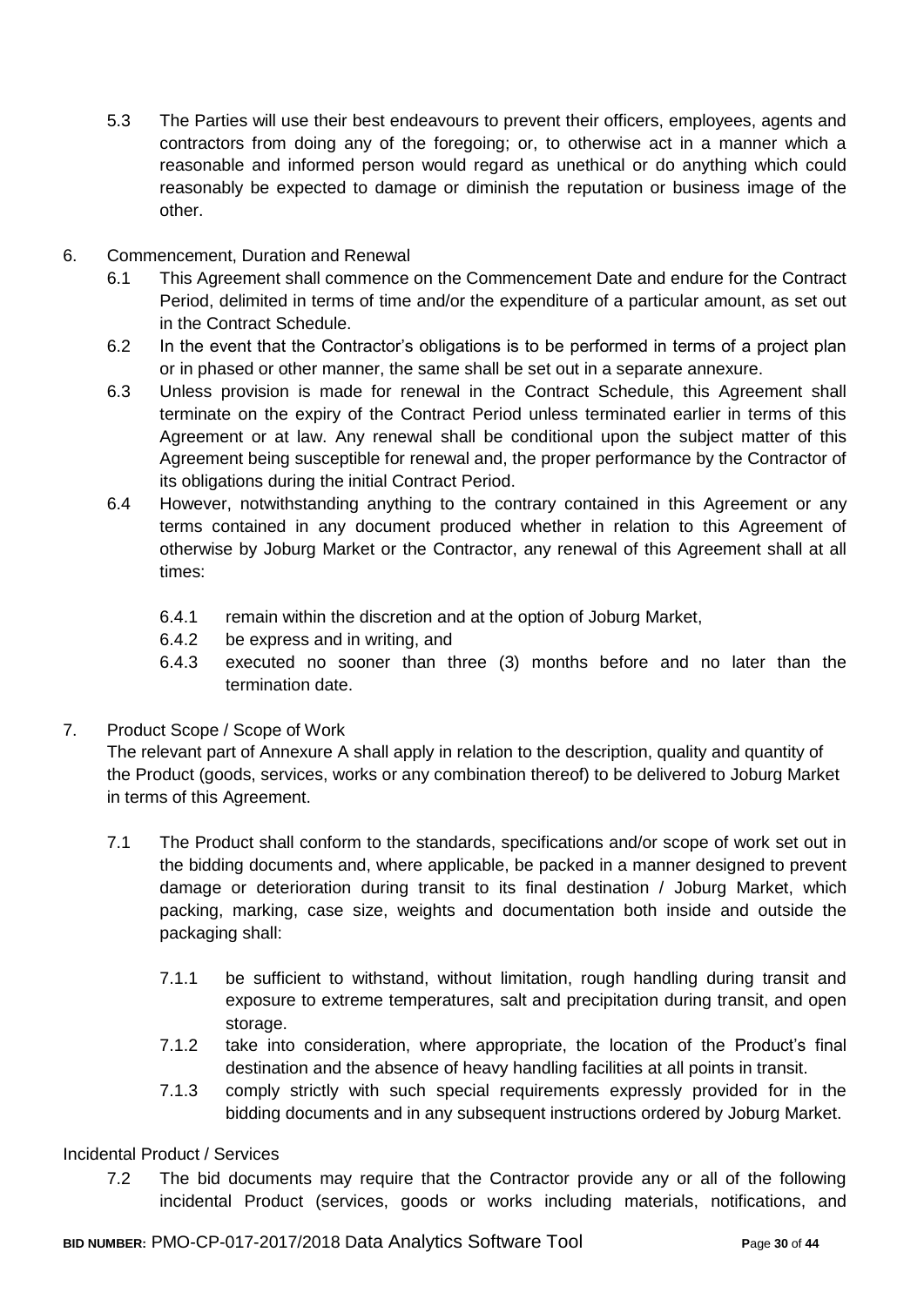5.3 The Parties will use their best endeavours to prevent their officers, employees, agents and contractors from doing any of the foregoing; or, to otherwise act in a manner which a reasonable and informed person would regard as unethical or do anything which could reasonably be expected to damage or diminish the reputation or business image of the other.

6. Commencement, Duration and Renewal

6.1 This Agreement shall commence on the Commencement Date and endure for the Contract Period, delimited in terms of time and/or the expenditure of a particular amount, as set out in the Contract Schedule.

6.2 In the event that the Contractor's obligations is to be performed in terms of a project plan or in phased or other manner, the same shall be set out in a separate annexure.

6.3 Unless provision is made for renewal in the Contract Schedule, this Agreement shall terminate on the expiry of the Contract Period unless terminated earlier in terms of this Agreement or at law. Any renewal shall be conditional upon the subject matter of this Agreement being susceptible for renewal and, the proper performance by the Contractor of its obligations during the initial Contract Period.

6.4 However, notwithstanding anything to the contrary contained in this Agreement or any terms contained in any document produced whether in relation to this Agreement of otherwise by Joburg Market or the Contractor, any renewal of this Agreement shall at all times:

6.4.1 remain within the discretion and at the option of Joburg Market,

6.4.2 be express and in writing, and

6.4.3 executed no sooner than three (3) months before and no later than the termination date.

7. Product Scope / Scope of Work

The relevant part of Annexure A shall apply in relation to the description, quality and quantity of the Product (goods, services, works or any combination thereof) to be delivered to Joburg Market in terms of this Agreement.

7.1 The Product shall conform to the standards, specifications and/or scope of work set out in the bidding documents and, where applicable, be packed in a manner designed to prevent damage or deterioration during transit to its final destination / Joburg Market, which packing, marking, case size, weights and documentation both inside and outside the packaging shall:

7.1.1 be sufficient to withstand, without limitation, rough handling during transit and exposure to extreme temperatures, salt and precipitation during transit, and open storage.

7.1.2 take into consideration, where appropriate, the location of the Product's final destination and the absence of heavy handling facilities at all points in transit.

7.1.3 comply strictly with such special requirements expressly provided for in the bidding documents and in any subsequent instructions ordered by Joburg Market.

Incidental Product / Services

7.2 The bid documents may require that the Contractor provide any or all of the following incidental Product (services, goods or works including materials, notifications, and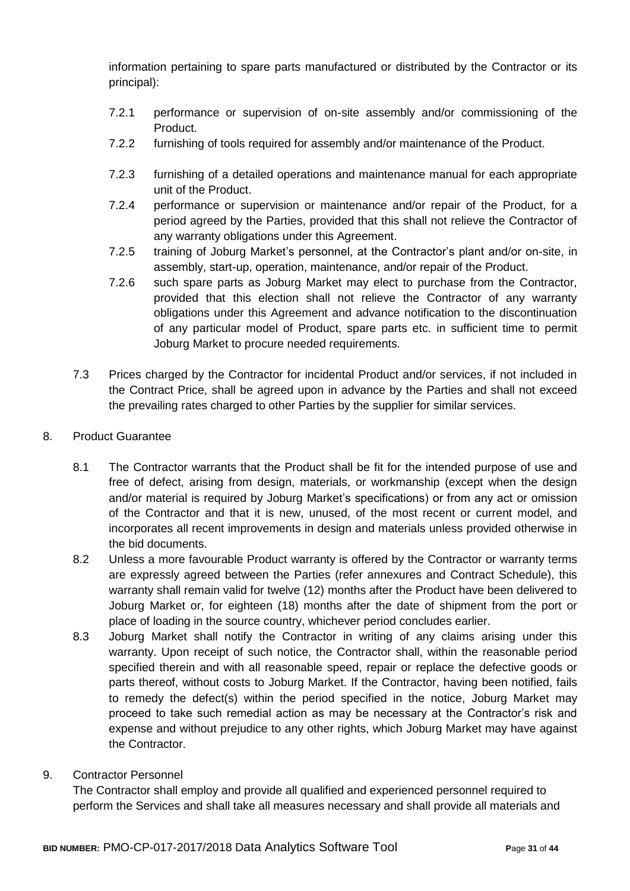information pertaining to spare parts manufactured or distributed by the Contractor or its principal):

7.2.1 performance or supervision of on-site assembly and/or commissioning of the Product.

7.2.2 furnishing of tools required for assembly and/or maintenance of the Product.

7.2.3 furnishing of a detailed operations and maintenance manual for each appropriate unit of the Product.

7.2.4 performance or supervision or maintenance and/or repair of the Product, for a period agreed by the Parties, provided that this shall not relieve the Contractor of any warranty obligations under this Agreement.

7.2.5 training of Joburg Market's personnel, at the Contractor's plant and/or on-site, in assembly, start-up, operation, maintenance, and/or repair of the Product.

7.2.6 such spare parts as Joburg Market may elect to purchase from the Contractor, provided that this election shall not relieve the Contractor of any warranty obligations under this Agreement and advance notification to the discontinuation of any particular model of Product, spare parts etc. in sufficient time to permit Joburg Market to procure needed requirements.

7.3 Prices charged by the Contractor for incidental Product and/or services, if not included in the Contract Price, shall be agreed upon in advance by the Parties and shall not exceed the prevailing rates charged to other Parties by the supplier for similar services.

8. Product Guarantee

8.1 The Contractor warrants that the Product shall be fit for the intended purpose of use and free of defect, arising from design, materials, or workmanship (except when the design and/or material is required by Joburg Market's specifications) or from any act or omission of the Contractor and that it is new, unused, of the most recent or current model, and incorporates all recent improvements in design and materials unless provided otherwise in the bid documents.

8.2 Unless a more favourable Product warranty is offered by the Contractor or warranty terms are expressly agreed between the Parties (refer annexures and Contract Schedule), this warranty shall remain valid for twelve (12) months after the Product have been delivered to Joburg Market or, for eighteen (18) months after the date of shipment from the port or place of loading in the source country, whichever period concludes earlier.

8.3 Joburg Market shall notify the Contractor in writing of any claims arising under this warranty. Upon receipt of such notice, the Contractor shall, within the reasonable period specified therein and with all reasonable speed, repair or replace the defective goods or parts thereof, without costs to Joburg Market. If the Contractor, having been notified, fails to remedy the defect(s) within the period specified in the notice, Joburg Market may proceed to take such remedial action as may be necessary at the Contractor's risk and expense and without prejudice to any other rights, which Joburg Market may have against the Contractor.

9. Contractor Personnel

The Contractor shall employ and provide all qualified and experienced personnel required to perform the Services and shall take all measures necessary and shall provide all materials and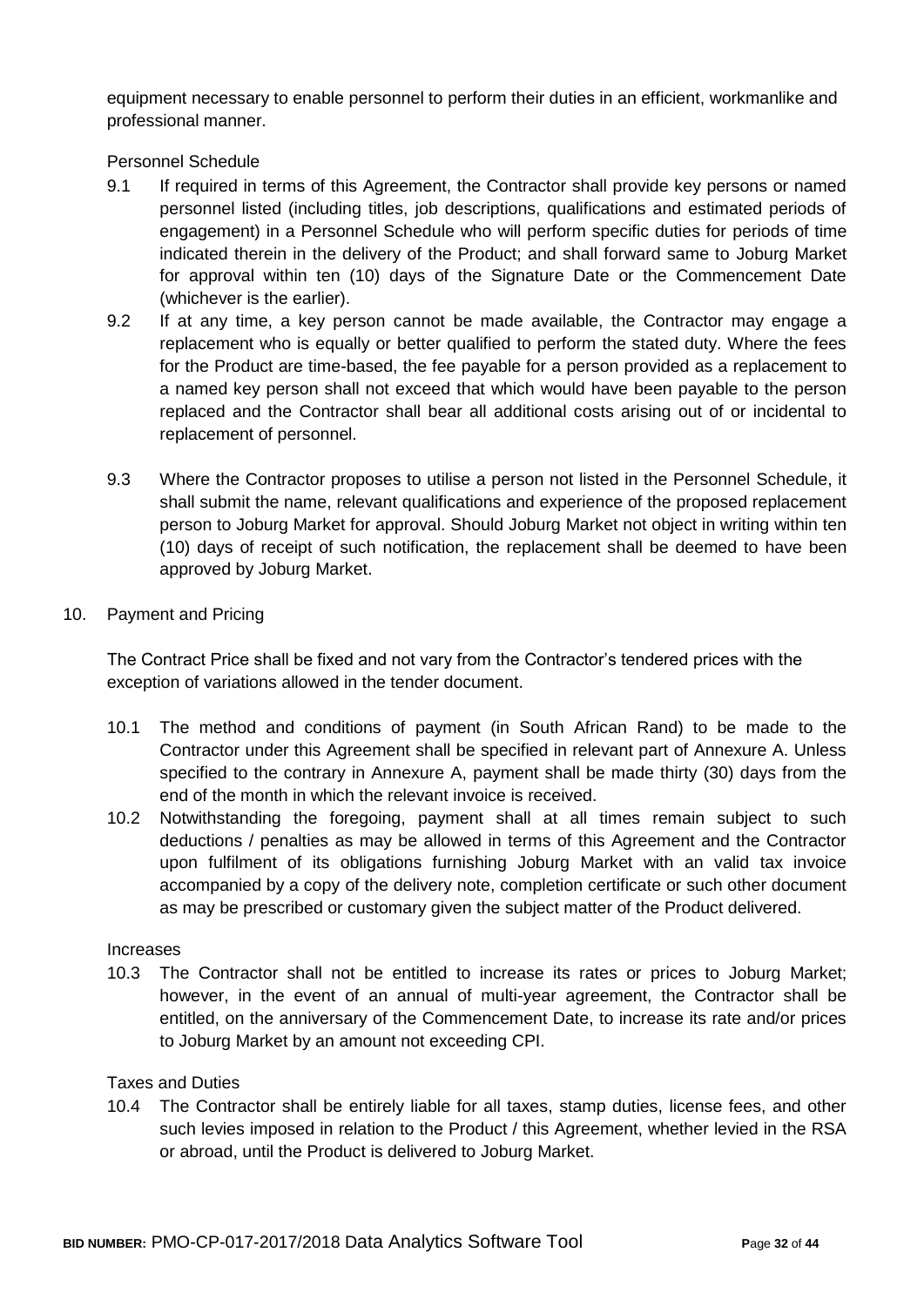equipment necessary to enable personnel to perform their duties in an efficient, workmanlike and professional manner.

Personnel Schedule

9.1 If required in terms of this Agreement, the Contractor shall provide key persons or named personnel listed (including titles, job descriptions, qualifications and estimated periods of engagement) in a Personnel Schedule who will perform specific duties for periods of time indicated therein in the delivery of the Product; and shall forward same to Joburg Market for approval within ten (10) days of the Signature Date or the Commencement Date (whichever is the earlier).

9.2 If at any time, a key person cannot be made available, the Contractor may engage a replacement who is equally or better qualified to perform the stated duty. Where the fees for the Product are time-based, the fee payable for a person provided as a replacement to a named key person shall not exceed that which would have been payable to the person replaced and the Contractor shall bear all additional costs arising out of or incidental to replacement of personnel.

9.3 Where the Contractor proposes to utilise a person not listed in the Personnel Schedule, it shall submit the name, relevant qualifications and experience of the proposed replacement person to Joburg Market for approval. Should Joburg Market not object in writing within ten (10) days of receipt of such notification, the replacement shall be deemed to have been approved by Joburg Market.

10. Payment and Pricing

The Contract Price shall be fixed and not vary from the Contractor's tendered prices with the exception of variations allowed in the tender document.

10.1 The method and conditions of payment (in South African Rand) to be made to the Contractor under this Agreement shall be specified in relevant part of Annexure A. Unless specified to the contrary in Annexure A, payment shall be made thirty (30) days from the end of the month in which the relevant invoice is received.

10.2 Notwithstanding the foregoing, payment shall at all times remain subject to such deductions / penalties as may be allowed in terms of this Agreement and the Contractor upon fulfilment of its obligations furnishing Joburg Market with an valid tax invoice accompanied by a copy of the delivery note, completion certificate or such other document as may be prescribed or customary given the subject matter of the Product delivered.

Increases

10.3 The Contractor shall not be entitled to increase its rates or prices to Joburg Market; however, in the event of an annual of multi-year agreement, the Contractor shall be entitled, on the anniversary of the Commencement Date, to increase its rate and/or prices to Joburg Market by an amount not exceeding CPI.

Taxes and Duties

10.4 The Contractor shall be entirely liable for all taxes, stamp duties, license fees, and other such levies imposed in relation to the Product / this Agreement, whether levied in the RSA or abroad, until the Product is delivered to Joburg Market.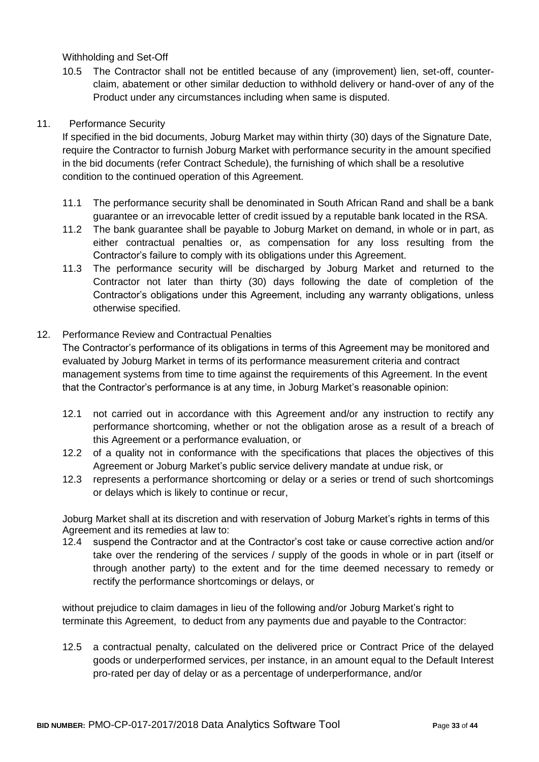Withholding and Set-Off

10.5 The Contractor shall not be entitled because of any (improvement) lien, set-off, counter-claim, abatement or other similar deduction to withhold delivery or hand-over of any of the Product under any circumstances including when same is disputed.

11. Performance Security

If specified in the bid documents, Joburg Market may within thirty (30) days of the Signature Date, require the Contractor to furnish Joburg Market with performance security in the amount specified in the bid documents (refer Contract Schedule), the furnishing of which shall be a resolutive condition to the continued operation of this Agreement.

11.1 The performance security shall be denominated in South African Rand and shall be a bank guarantee or an irrevocable letter of credit issued by a reputable bank located in the RSA.

11.2 The bank guarantee shall be payable to Joburg Market on demand, in whole or in part, as either contractual penalties or, as compensation for any loss resulting from the Contractor's failure to comply with its obligations under this Agreement.

11.3 The performance security will be discharged by Joburg Market and returned to the Contractor not later than thirty (30) days following the date of completion of the Contractor's obligations under this Agreement, including any warranty obligations, unless otherwise specified.

12. Performance Review and Contractual Penalties

The Contractor's performance of its obligations in terms of this Agreement may be monitored and evaluated by Joburg Market in terms of its performance measurement criteria and contract management systems from time to time against the requirements of this Agreement. In the event that the Contractor's performance is at any time, in Joburg Market's reasonable opinion:

12.1 not carried out in accordance with this Agreement and/or any instruction to rectify any performance shortcoming, whether or not the obligation arose as a result of a breach of this Agreement or a performance evaluation, or

12.2 of a quality not in conformance with the specifications that places the objectives of this Agreement or Joburg Market's public service delivery mandate at undue risk, or

12.3 represents a performance shortcoming or delay or a series or trend of such shortcomings or delays which is likely to continue or recur,

Joburg Market shall at its discretion and with reservation of Joburg Market's rights in terms of this Agreement and its remedies at law to:

12.4 suspend the Contractor and at the Contractor's cost take or cause corrective action and/or take over the rendering of the services / supply of the goods in whole or in part (itself or through another party) to the extent and for the time deemed necessary to remedy or rectify the performance shortcomings or delays, or

without prejudice to claim damages in lieu of the following and/or Joburg Market's right to terminate this Agreement, to deduct from any payments due and payable to the Contractor:

12.5 a contractual penalty, calculated on the delivered price or Contract Price of the delayed goods or underperformed services, per instance, in an amount equal to the Default Interest pro-rated per day of delay or as a percentage of underperformance, and/or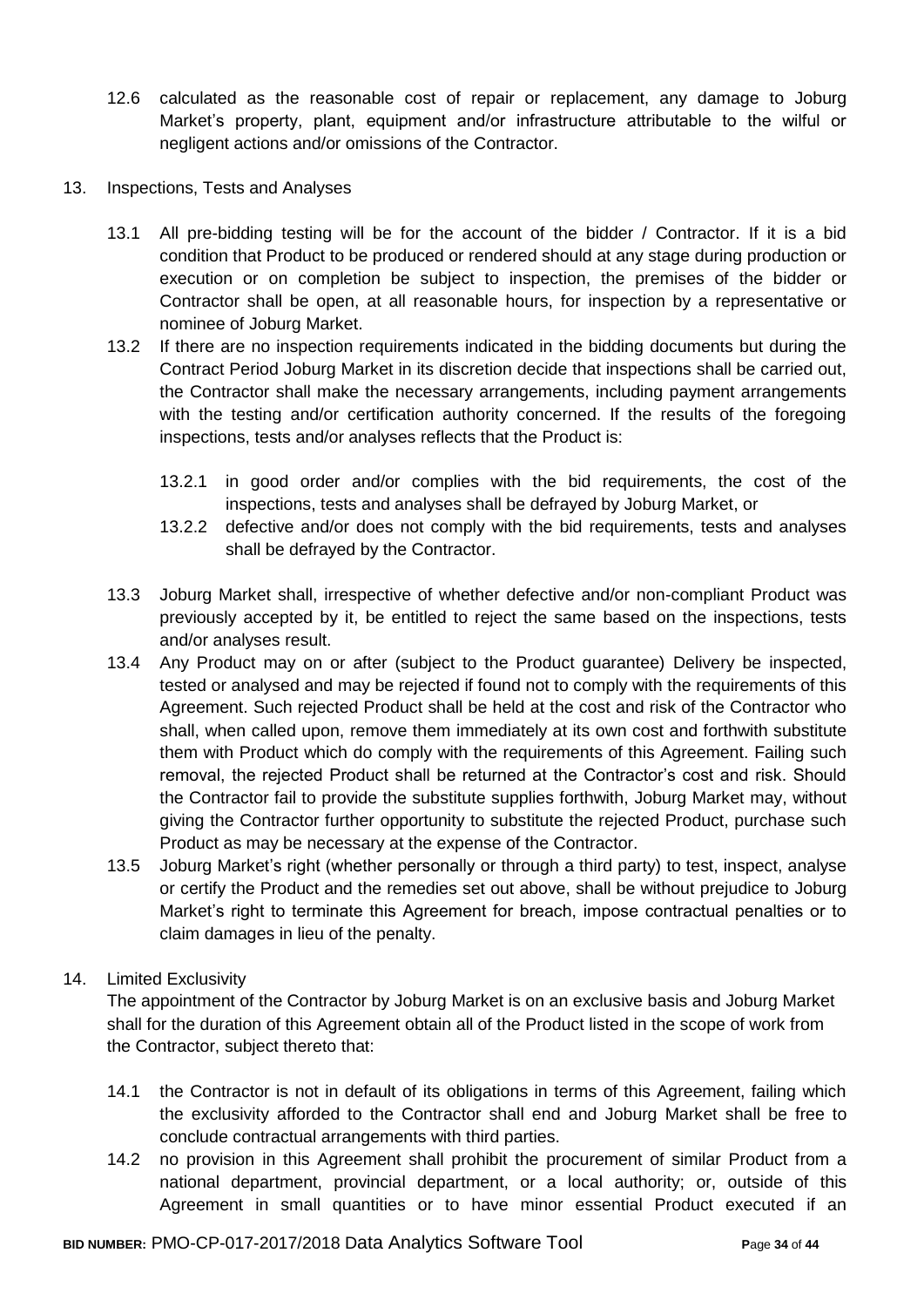12.6 calculated as the reasonable cost of repair or replacement, any damage to Joburg Market's property, plant, equipment and/or infrastructure attributable to the wilful or negligent actions and/or omissions of the Contractor.

13. Inspections, Tests and Analyses

    13.1 All pre-bidding testing will be for the account of the bidder / Contractor. If it is a bid condition that Product to be produced or rendered should at any stage during production or execution or on completion be subject to inspection, the premises of the bidder or Contractor shall be open, at all reasonable hours, for inspection by a representative or nominee of Joburg Market.

    13.2 If there are no inspection requirements indicated in the bidding documents but during the Contract Period Joburg Market in its discretion decide that inspections shall be carried out, the Contractor shall make the necessary arrangements, including payment arrangements with the testing and/or certification authority concerned. If the results of the foregoing inspections, tests and/or analyses reflects that the Product is:

        13.2.1 in good order and/or complies with the bid requirements, the cost of the inspections, tests and analyses shall be defrayed by Joburg Market, or

        13.2.2 defective and/or does not comply with the bid requirements, tests and analyses shall be defrayed by the Contractor.

    13.3 Joburg Market shall, irrespective of whether defective and/or non-compliant Product was previously accepted by it, be entitled to reject the same based on the inspections, tests and/or analyses result.

    13.4 Any Product may on or after (subject to the Product guarantee) Delivery be inspected, tested or analysed and may be rejected if found not to comply with the requirements of this Agreement. Such rejected Product shall be held at the cost and risk of the Contractor who shall, when called upon, remove them immediately at its own cost and forthwith substitute them with Product which do comply with the requirements of this Agreement. Failing such removal, the rejected Product shall be returned at the Contractor's cost and risk. Should the Contractor fail to provide the substitute supplies forthwith, Joburg Market may, without giving the Contractor further opportunity to substitute the rejected Product, purchase such Product as may be necessary at the expense of the Contractor.

    13.5 Joburg Market's right (whether personally or through a third party) to test, inspect, analyse or certify the Product and the remedies set out above, shall be without prejudice to Joburg Market's right to terminate this Agreement for breach, impose contractual penalties or to claim damages in lieu of the penalty.

14. Limited Exclusivity

    The appointment of the Contractor by Joburg Market is on an exclusive basis and Joburg Market shall for the duration of this Agreement obtain all of the Product listed in the scope of work from the Contractor, subject thereto that:

    14.1 the Contractor is not in default of its obligations in terms of this Agreement, failing which the exclusivity afforded to the Contractor shall end and Joburg Market shall be free to conclude contractual arrangements with third parties.

    14.2 no provision in this Agreement shall prohibit the procurement of similar Product from a national department, provincial department, or a local authority; or, outside of this Agreement in small quantities or to have minor essential Product executed if an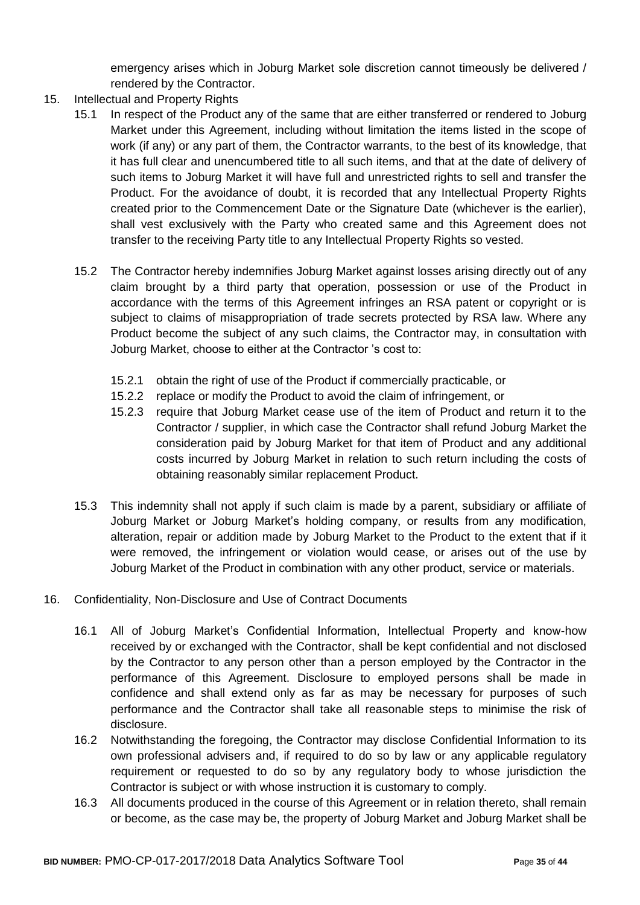emergency arises which in Joburg Market sole discretion cannot timeously be delivered / rendered by the Contractor.

15. Intellectual and Property Rights

    15.1 In respect of the Product any of the same that are either transferred or rendered to Joburg Market under this Agreement, including without limitation the items listed in the scope of work (if any) or any part of them, the Contractor warrants, to the best of its knowledge, that it has full clear and unencumbered title to all such items, and that at the date of delivery of such items to Joburg Market it will have full and unrestricted rights to sell and transfer the Product. For the avoidance of doubt, it is recorded that any Intellectual Property Rights created prior to the Commencement Date or the Signature Date (whichever is the earlier), shall vest exclusively with the Party who created same and this Agreement does not transfer to the receiving Party title to any Intellectual Property Rights so vested.

    15.2 The Contractor hereby indemnifies Joburg Market against losses arising directly out of any claim brought by a third party that operation, possession or use of the Product in accordance with the terms of this Agreement infringes an RSA patent or copyright or is subject to claims of misappropriation of trade secrets protected by RSA law. Where any Product become the subject of any such claims, the Contractor may, in consultation with Joburg Market, choose to either at the Contractor 's cost to:

        15.2.1 obtain the right of use of the Product if commercially practicable, or
        15.2.2 replace or modify the Product to avoid the claim of infringement, or
        15.2.3 require that Joburg Market cease use of the item of Product and return it to the Contractor / supplier, in which case the Contractor shall refund Joburg Market the consideration paid by Joburg Market for that item of Product and any additional costs incurred by Joburg Market in relation to such return including the costs of obtaining reasonably similar replacement Product.

    15.3 This indemnity shall not apply if such claim is made by a parent, subsidiary or affiliate of Joburg Market or Joburg Market's holding company, or results from any modification, alteration, repair or addition made by Joburg Market to the Product to the extent that if it were removed, the infringement or violation would cease, or arises out of the use by Joburg Market of the Product in combination with any other product, service or materials.

16. Confidentiality, Non-Disclosure and Use of Contract Documents

    16.1 All of Joburg Market's Confidential Information, Intellectual Property and know-how received by or exchanged with the Contractor, shall be kept confidential and not disclosed by the Contractor to any person other than a person employed by the Contractor in the performance of this Agreement. Disclosure to employed persons shall be made in confidence and shall extend only as far as may be necessary for purposes of such performance and the Contractor shall take all reasonable steps to minimise the risk of disclosure.

    16.2 Notwithstanding the foregoing, the Contractor may disclose Confidential Information to its own professional advisers and, if required to do so by law or any applicable regulatory requirement or requested to do so by any regulatory body to whose jurisdiction the Contractor is subject or with whose instruction it is customary to comply.

    16.3 All documents produced in the course of this Agreement or in relation thereto, shall remain or become, as the case may be, the property of Joburg Market and Joburg Market shall be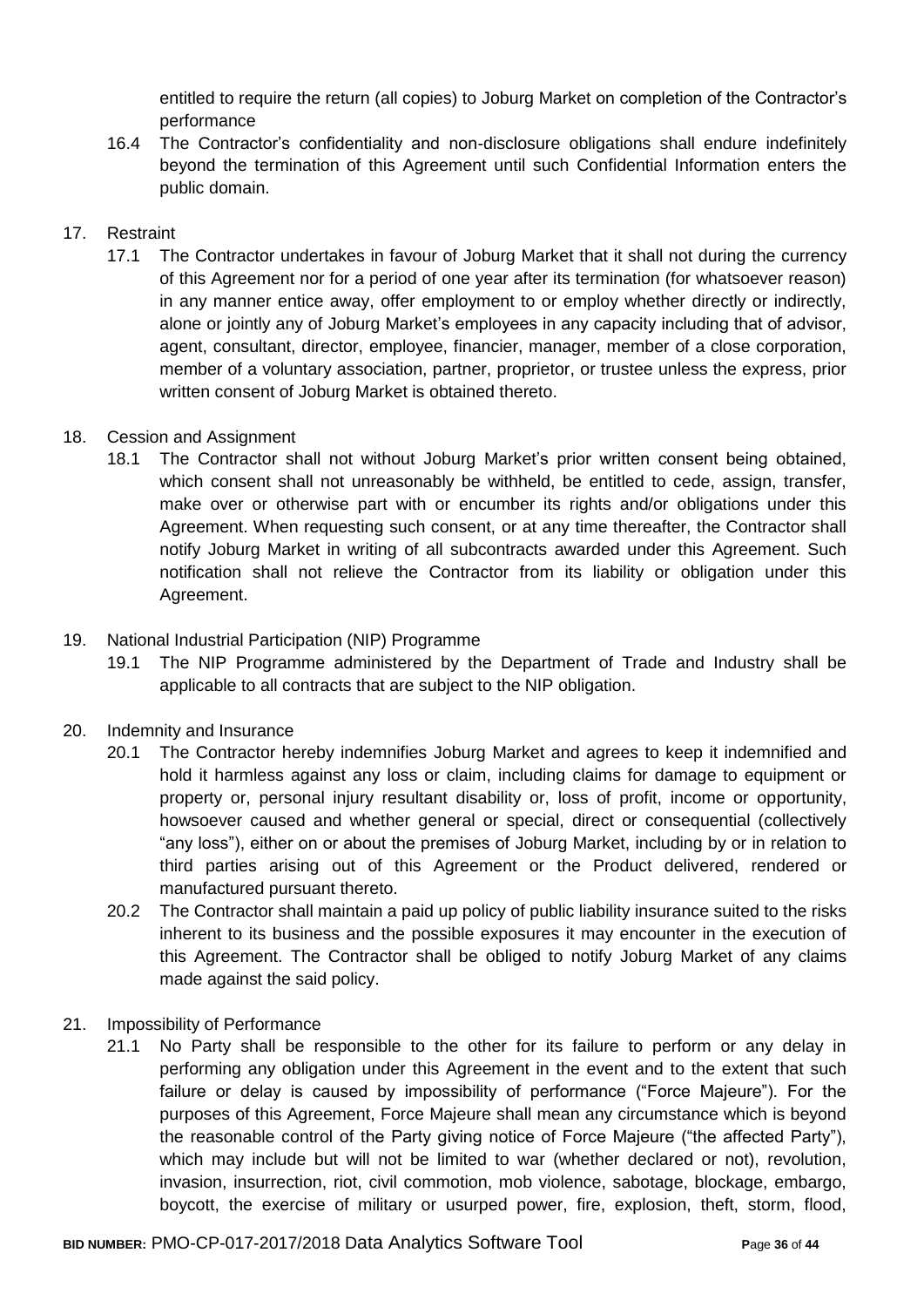entitled to require the return (all copies) to Joburg Market on completion of the Contractor's performance

16.4 The Contractor's confidentiality and non-disclosure obligations shall endure indefinitely beyond the termination of this Agreement until such Confidential Information enters the public domain.

17. Restraint

17.1 The Contractor undertakes in favour of Joburg Market that it shall not during the currency of this Agreement nor for a period of one year after its termination (for whatsoever reason) in any manner entice away, offer employment to or employ whether directly or indirectly, alone or jointly any of Joburg Market's employees in any capacity including that of advisor, agent, consultant, director, employee, financier, manager, member of a close corporation, member of a voluntary association, partner, proprietor, or trustee unless the express, prior written consent of Joburg Market is obtained thereto.

18. Cession and Assignment

18.1 The Contractor shall not without Joburg Market's prior written consent being obtained, which consent shall not unreasonably be withheld, be entitled to cede, assign, transfer, make over or otherwise part with or encumber its rights and/or obligations under this Agreement. When requesting such consent, or at any time thereafter, the Contractor shall notify Joburg Market in writing of all subcontracts awarded under this Agreement. Such notification shall not relieve the Contractor from its liability or obligation under this Agreement.

19. National Industrial Participation (NIP) Programme

19.1 The NIP Programme administered by the Department of Trade and Industry shall be applicable to all contracts that are subject to the NIP obligation.

20. Indemnity and Insurance

20.1 The Contractor hereby indemnifies Joburg Market and agrees to keep it indemnified and hold it harmless against any loss or claim, including claims for damage to equipment or property or, personal injury resultant disability or, loss of profit, income or opportunity, howsoever caused and whether general or special, direct or consequential (collectively "any loss"), either on or about the premises of Joburg Market, including by or in relation to third parties arising out of this Agreement or the Product delivered, rendered or manufactured pursuant thereto.

20.2 The Contractor shall maintain a paid up policy of public liability insurance suited to the risks inherent to its business and the possible exposures it may encounter in the execution of this Agreement. The Contractor shall be obliged to notify Joburg Market of any claims made against the said policy.

21. Impossibility of Performance

21.1 No Party shall be responsible to the other for its failure to perform or any delay in performing any obligation under this Agreement in the event and to the extent that such failure or delay is caused by impossibility of performance ("Force Majeure"). For the purposes of this Agreement, Force Majeure shall mean any circumstance which is beyond the reasonable control of the Party giving notice of Force Majeure ("the affected Party"), which may include but will not be limited to war (whether declared or not), revolution, invasion, insurrection, riot, civil commotion, mob violence, sabotage, blockage, embargo, boycott, the exercise of military or usurped power, fire, explosion, theft, storm, flood,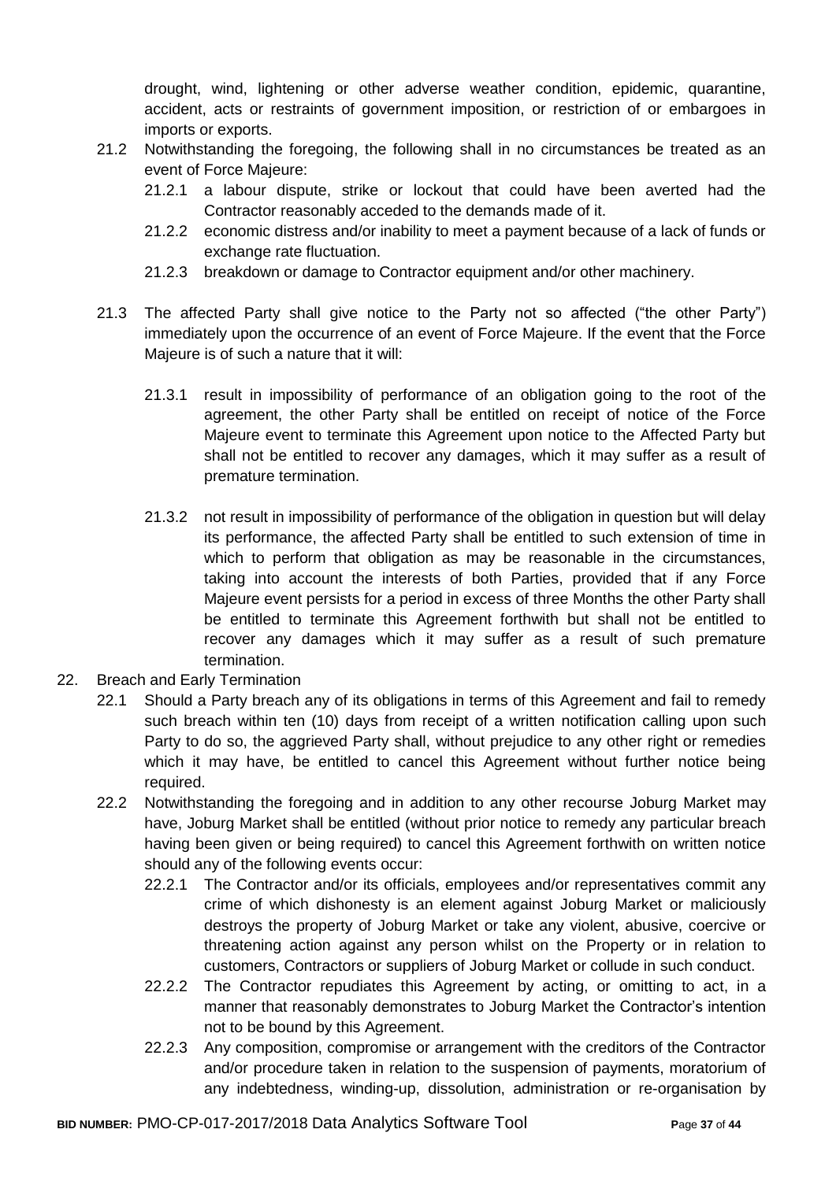drought, wind, lightening or other adverse weather condition, epidemic, quarantine, accident, acts or restraints of government imposition, or restriction of or embargoes in imports or exports.

21.2 Notwithstanding the foregoing, the following shall in no circumstances be treated as an event of Force Majeure:

21.2.1 a labour dispute, strike or lockout that could have been averted had the Contractor reasonably acceded to the demands made of it.

21.2.2 economic distress and/or inability to meet a payment because of a lack of funds or exchange rate fluctuation.

21.2.3 breakdown or damage to Contractor equipment and/or other machinery.

21.3 The affected Party shall give notice to the Party not so affected ("the other Party") immediately upon the occurrence of an event of Force Majeure. If the event that the Force Majeure is of such a nature that it will:

21.3.1 result in impossibility of performance of an obligation going to the root of the agreement, the other Party shall be entitled on receipt of notice of the Force Majeure event to terminate this Agreement upon notice to the Affected Party but shall not be entitled to recover any damages, which it may suffer as a result of premature termination.

21.3.2 not result in impossibility of performance of the obligation in question but will delay its performance, the affected Party shall be entitled to such extension of time in which to perform that obligation as may be reasonable in the circumstances, taking into account the interests of both Parties, provided that if any Force Majeure event persists for a period in excess of three Months the other Party shall be entitled to terminate this Agreement forthwith but shall not be entitled to recover any damages which it may suffer as a result of such premature termination.

22. Breach and Early Termination

22.1 Should a Party breach any of its obligations in terms of this Agreement and fail to remedy such breach within ten (10) days from receipt of a written notification calling upon such Party to do so, the aggrieved Party shall, without prejudice to any other right or remedies which it may have, be entitled to cancel this Agreement without further notice being required.

22.2 Notwithstanding the foregoing and in addition to any other recourse Joburg Market may have, Joburg Market shall be entitled (without prior notice to remedy any particular breach having been given or being required) to cancel this Agreement forthwith on written notice should any of the following events occur:

22.2.1 The Contractor and/or its officials, employees and/or representatives commit any crime of which dishonesty is an element against Joburg Market or maliciously destroys the property of Joburg Market or take any violent, abusive, coercive or threatening action against any person whilst on the Property or in relation to customers, Contractors or suppliers of Joburg Market or collude in such conduct.

22.2.2 The Contractor repudiates this Agreement by acting, or omitting to act, in a manner that reasonably demonstrates to Joburg Market the Contractor's intention not to be bound by this Agreement.

22.2.3 Any composition, compromise or arrangement with the creditors of the Contractor and/or procedure taken in relation to the suspension of payments, moratorium of any indebtedness, winding-up, dissolution, administration or re-organisation by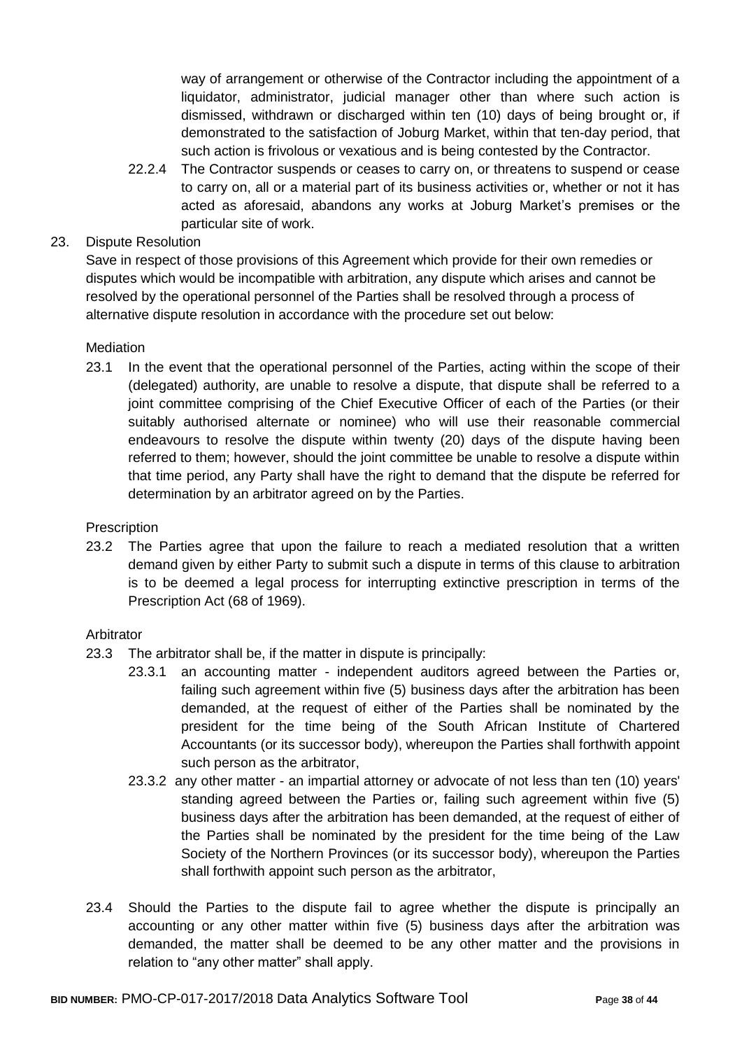way of arrangement or otherwise of the Contractor including the appointment of a liquidator, administrator, judicial manager other than where such action is dismissed, withdrawn or discharged within ten (10) days of being brought or, if demonstrated to the satisfaction of Joburg Market, within that ten-day period, that such action is frivolous or vexatious and is being contested by the Contractor.

22.2.4 The Contractor suspends or ceases to carry on, or threatens to suspend or cease to carry on, all or a material part of its business activities or, whether or not it has acted as aforesaid, abandons any works at Joburg Market's premises or the particular site of work.

23. Dispute Resolution

Save in respect of those provisions of this Agreement which provide for their own remedies or disputes which would be incompatible with arbitration, any dispute which arises and cannot be resolved by the operational personnel of the Parties shall be resolved through a process of alternative dispute resolution in accordance with the procedure set out below:

Mediation

23.1 In the event that the operational personnel of the Parties, acting within the scope of their (delegated) authority, are unable to resolve a dispute, that dispute shall be referred to a joint committee comprising of the Chief Executive Officer of each of the Parties (or their suitably authorised alternate or nominee) who will use their reasonable commercial endeavours to resolve the dispute within twenty (20) days of the dispute having been referred to them; however, should the joint committee be unable to resolve a dispute within that time period, any Party shall have the right to demand that the dispute be referred for determination by an arbitrator agreed on by the Parties.

Prescription

23.2 The Parties agree that upon the failure to reach a mediated resolution that a written demand given by either Party to submit such a dispute in terms of this clause to arbitration is to be deemed a legal process for interrupting extinctive prescription in terms of the Prescription Act (68 of 1969).

Arbitrator

23.3 The arbitrator shall be, if the matter in dispute is principally:

23.3.1 an accounting matter - independent auditors agreed between the Parties or, failing such agreement within five (5) business days after the arbitration has been demanded, at the request of either of the Parties shall be nominated by the president for the time being of the South African Institute of Chartered Accountants (or its successor body), whereupon the Parties shall forthwith appoint such person as the arbitrator,

23.3.2 any other matter - an impartial attorney or advocate of not less than ten (10) years' standing agreed between the Parties or, failing such agreement within five (5) business days after the arbitration has been demanded, at the request of either of the Parties shall be nominated by the president for the time being of the Law Society of the Northern Provinces (or its successor body), whereupon the Parties shall forthwith appoint such person as the arbitrator,

23.4 Should the Parties to the dispute fail to agree whether the dispute is principally an accounting or any other matter within five (5) business days after the arbitration was demanded, the matter shall be deemed to be any other matter and the provisions in relation to "any other matter" shall apply.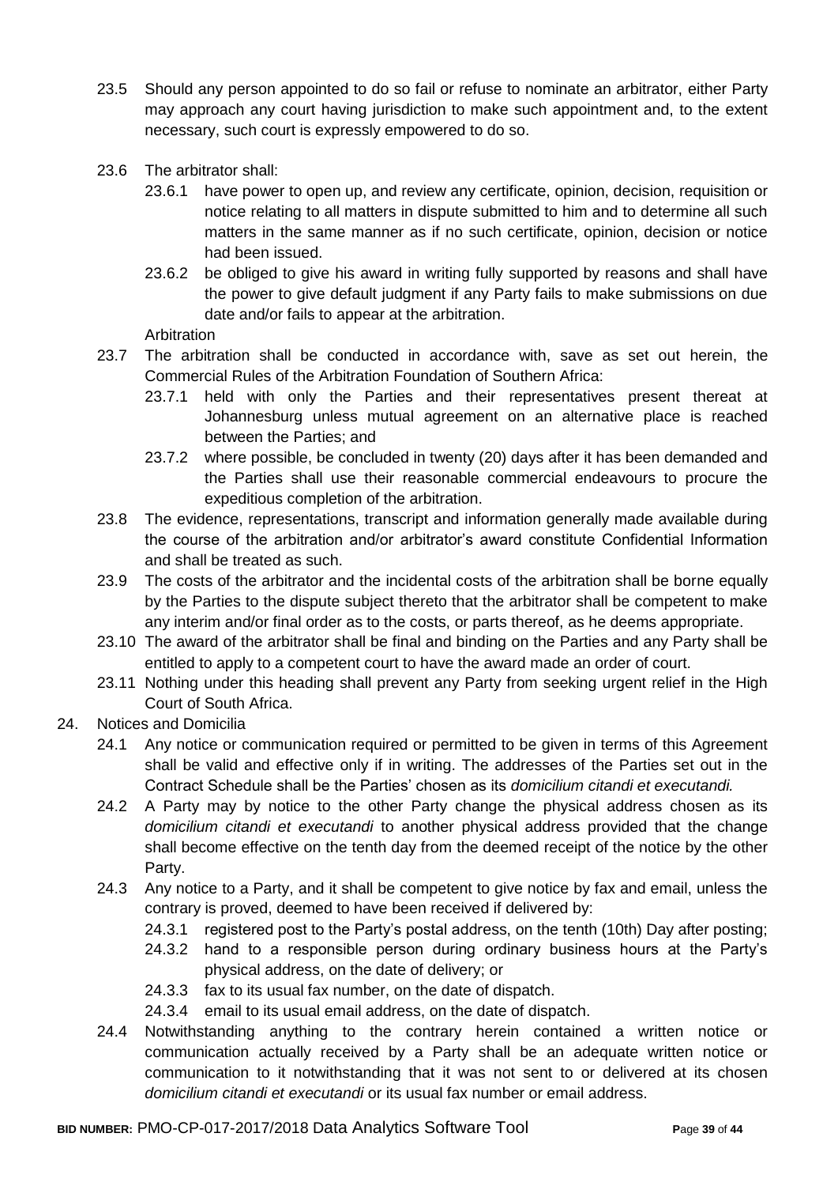23.5 Should any person appointed to do so fail or refuse to nominate an arbitrator, either Party may approach any court having jurisdiction to make such appointment and, to the extent necessary, such court is expressly empowered to do so.

23.6 The arbitrator shall:

23.6.1 have power to open up, and review any certificate, opinion, decision, requisition or notice relating to all matters in dispute submitted to him and to determine all such matters in the same manner as if no such certificate, opinion, decision or notice had been issued.

23.6.2 be obliged to give his award in writing fully supported by reasons and shall have the power to give default judgment if any Party fails to make submissions on due date and/or fails to appear at the arbitration.

Arbitration

23.7 The arbitration shall be conducted in accordance with, save as set out herein, the Commercial Rules of the Arbitration Foundation of Southern Africa:

23.7.1 held with only the Parties and their representatives present thereat at Johannesburg unless mutual agreement on an alternative place is reached between the Parties; and

23.7.2 where possible, be concluded in twenty (20) days after it has been demanded and the Parties shall use their reasonable commercial endeavours to procure the expeditious completion of the arbitration.

23.8 The evidence, representations, transcript and information generally made available during the course of the arbitration and/or arbitrator's award constitute Confidential Information and shall be treated as such.

23.9 The costs of the arbitrator and the incidental costs of the arbitration shall be borne equally by the Parties to the dispute subject thereto that the arbitrator shall be competent to make any interim and/or final order as to the costs, or parts thereof, as he deems appropriate.

23.10 The award of the arbitrator shall be final and binding on the Parties and any Party shall be entitled to apply to a competent court to have the award made an order of court.

23.11 Nothing under this heading shall prevent any Party from seeking urgent relief in the High Court of South Africa.

24. Notices and Domicilia

24.1 Any notice or communication required or permitted to be given in terms of this Agreement shall be valid and effective only if in writing. The addresses of the Parties set out in the Contract Schedule shall be the Parties' chosen as its *domicilium citandi et executandi.*

24.2 A Party may by notice to the other Party change the physical address chosen as its *domicilium citandi et executandi* to another physical address provided that the change shall become effective on the tenth day from the deemed receipt of the notice by the other Party.

24.3 Any notice to a Party, and it shall be competent to give notice by fax and email, unless the contrary is proved, deemed to have been received if delivered by:

24.3.1 registered post to the Party's postal address, on the tenth (10th) Day after posting;

24.3.2 hand to a responsible person during ordinary business hours at the Party's physical address, on the date of delivery; or

24.3.3 fax to its usual fax number, on the date of dispatch.

24.3.4 email to its usual email address, on the date of dispatch.

24.4 Notwithstanding anything to the contrary herein contained a written notice or communication actually received by a Party shall be an adequate written notice or communication to it notwithstanding that it was not sent to or delivered at its chosen *domicilium citandi et executandi* or its usual fax number or email address.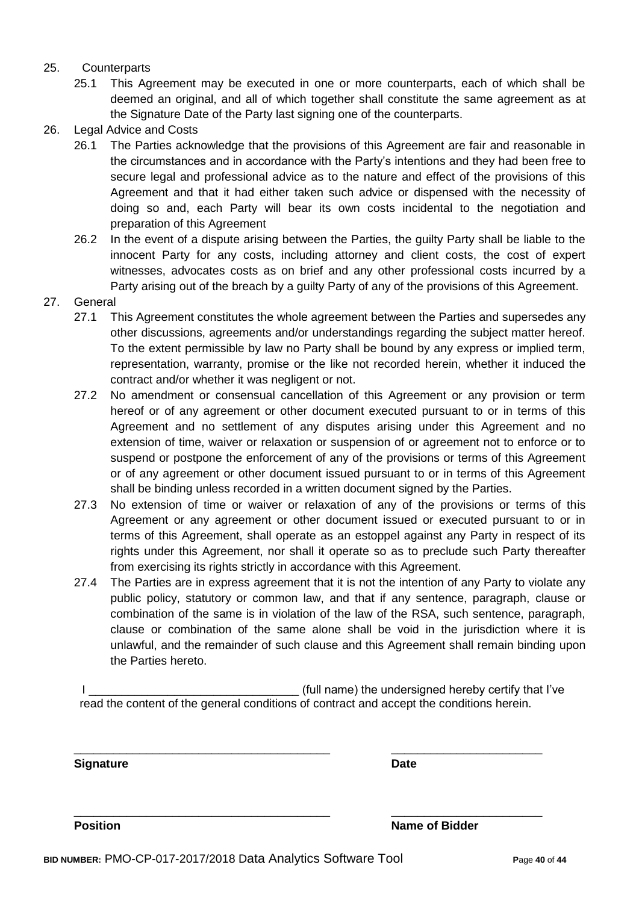25. Counterparts
    25.1 This Agreement may be executed in one or more counterparts, each of which shall be deemed an original, and all of which together shall constitute the same agreement as at the Signature Date of the Party last signing one of the counterparts.

26. Legal Advice and Costs
    26.1 The Parties acknowledge that the provisions of this Agreement are fair and reasonable in the circumstances and in accordance with the Party's intentions and they had been free to secure legal and professional advice as to the nature and effect of the provisions of this Agreement and that it had either taken such advice or dispensed with the necessity of doing so and, each Party will bear its own costs incidental to the negotiation and preparation of this Agreement
    26.2 In the event of a dispute arising between the Parties, the guilty Party shall be liable to the innocent Party for any costs, including attorney and client costs, the cost of expert witnesses, advocates costs as on brief and any other professional costs incurred by a Party arising out of the breach by a guilty Party of any of the provisions of this Agreement.

27. General
    27.1 This Agreement constitutes the whole agreement between the Parties and supersedes any other discussions, agreements and/or understandings regarding the subject matter hereof. To the extent permissible by law no Party shall be bound by any express or implied term, representation, warranty, promise or the like not recorded herein, whether it induced the contract and/or whether it was negligent or not.
    27.2 No amendment or consensual cancellation of this Agreement or any provision or term hereof or of any agreement or other document executed pursuant to or in terms of this Agreement and no settlement of any disputes arising under this Agreement and no extension of time, waiver or relaxation or suspension of or agreement not to enforce or to suspend or postpone the enforcement of any of the provisions or terms of this Agreement or of any agreement or other document issued pursuant to or in terms of this Agreement shall be binding unless recorded in a written document signed by the Parties.
    27.3 No extension of time or waiver or relaxation of any of the provisions or terms of this Agreement or any agreement or other document issued or executed pursuant to or in terms of this Agreement, shall operate as an estoppel against any Party in respect of its rights under this Agreement, nor shall it operate so as to preclude such Party thereafter from exercising its rights strictly in accordance with this Agreement.
    27.4 The Parties are in express agreement that it is not the intention of any Party to violate any public policy, statutory or common law, and that if any sentence, paragraph, clause or combination of the same is in violation of the law of the RSA, such sentence, paragraph, clause or combination of the same alone shall be void in the jurisdiction where it is unlawful, and the remainder of such clause and this Agreement shall remain binding upon the Parties hereto.

I ________________________________ (full name) the undersigned hereby certify that I've read the content of the general conditions of contract and accept the conditions herein.

________________________________________ ________________________

**Signature** **Date**

________________________________________ ________________________

**Position** **Name of Bidder**

**BID NUMBER:** PMO-CP-017-2017/2018 Data Analytics Software Tool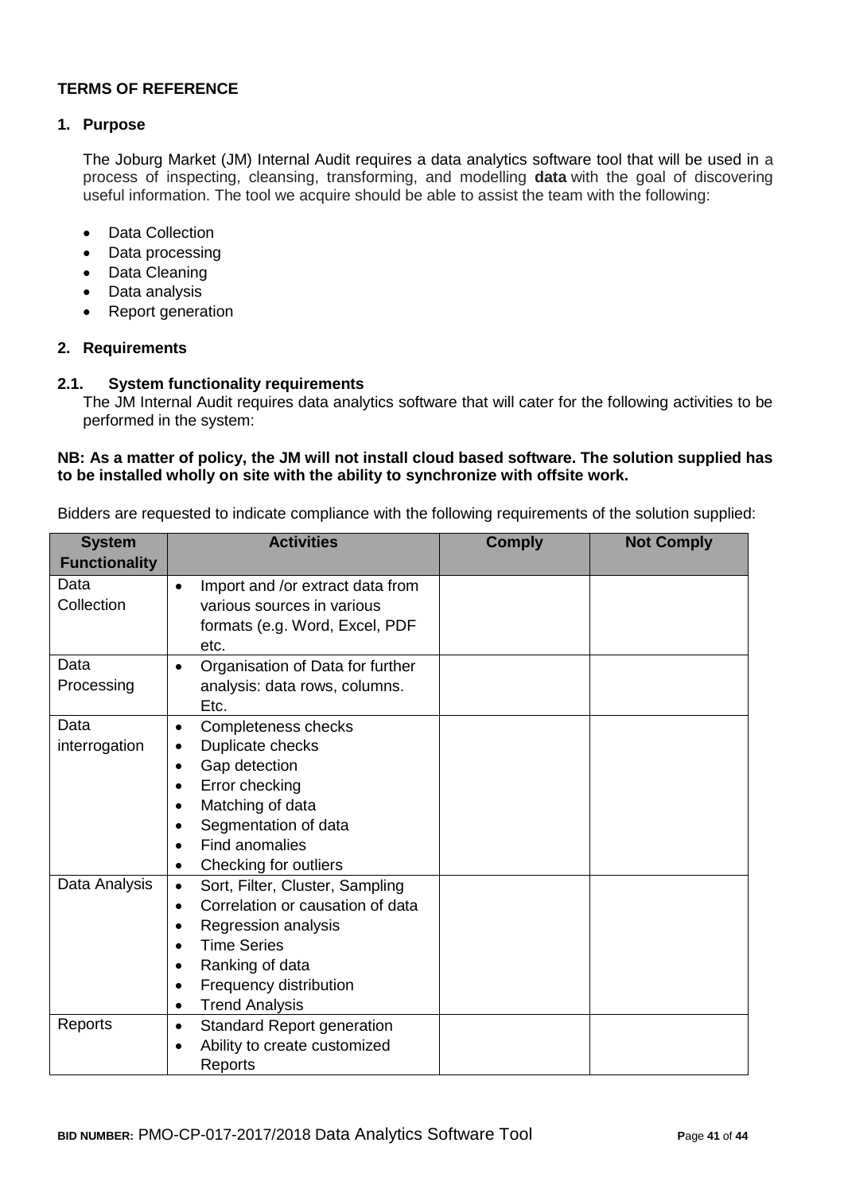## TERMS OF REFERENCE

### 1. Purpose

The Joburg Market (JM) Internal Audit requires a data analytics software tool that will be used in a process of inspecting, cleansing, transforming, and modelling **data** with the goal of discovering useful information. The tool we acquire should be able to assist the team with the following:

- Data Collection
- Data processing
- Data Cleaning
- Data analysis
- Report generation

### 2. Requirements

#### 2.1. System functionality requirements

The JM Internal Audit requires data analytics software that will cater for the following activities to be performed in the system:

**NB: As a matter of policy, the JM will not install cloud based software. The solution supplied has to be installed wholly on site with the ability to synchronize with offsite work.**

Bidders are requested to indicate compliance with the following requirements of the solution supplied:

| System Functionality | Activities | Comply | Not Comply |
|---|---|---|---|
| Data Collection | • Import and /or extract data from various sources in various formats (e.g. Word, Excel, PDF etc. | | |
| Data Processing | • Organisation of Data for further analysis: data rows, columns. Etc. | | |
| Data interrogation | • Completeness checks<br>• Duplicate checks<br>• Gap detection<br>• Error checking<br>• Matching of data<br>• Segmentation of data<br>• Find anomalies<br>• Checking for outliers | | |
| Data Analysis | • Sort, Filter, Cluster, Sampling<br>• Correlation or causation of data<br>• Regression analysis<br>• Time Series<br>• Ranking of data<br>• Frequency distribution<br>• Trend Analysis | | |
| Reports | • Standard Report generation<br>• Ability to create customized Reports | | |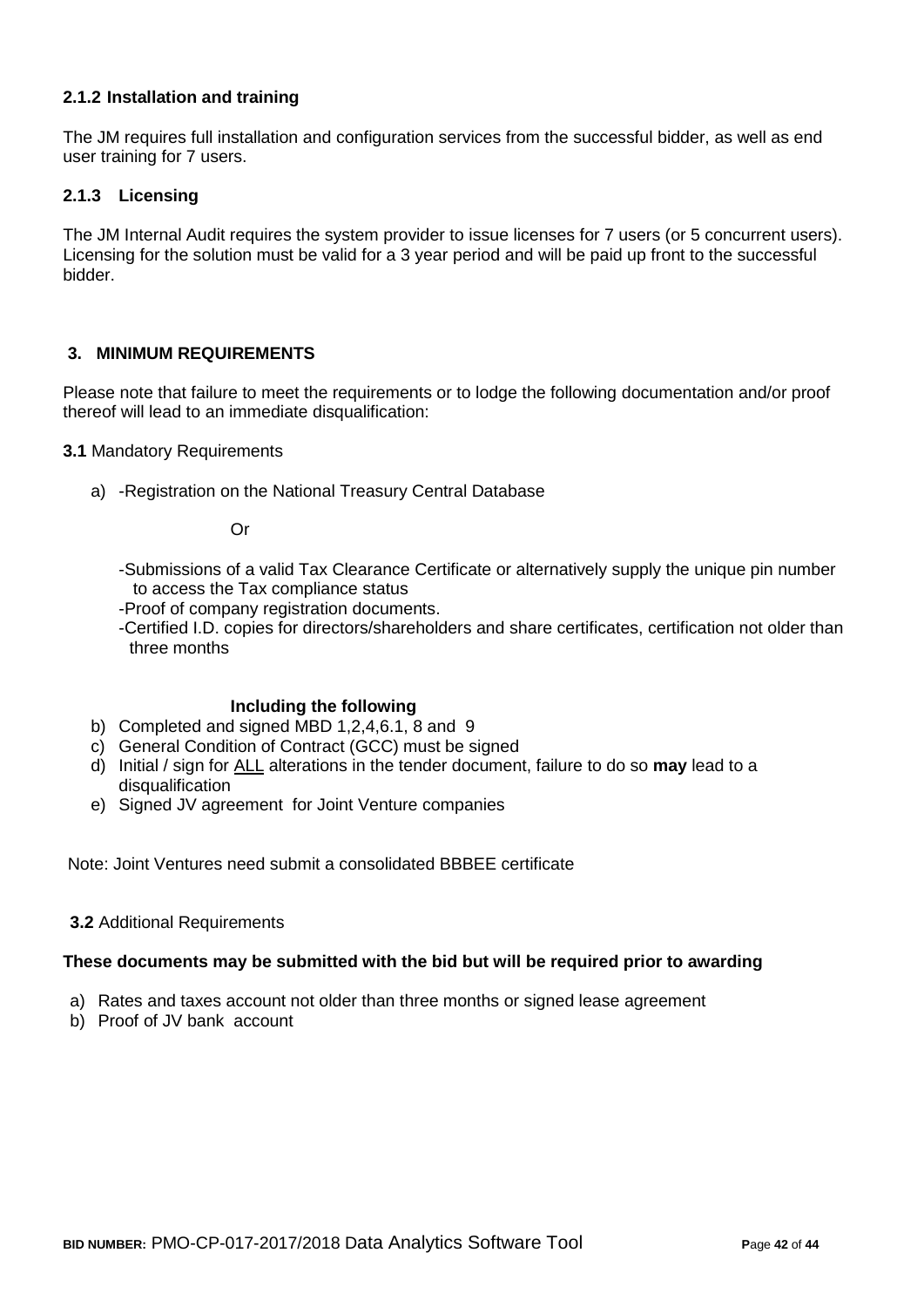### 2.1.2 Installation and training

The JM requires full installation and configuration services from the successful bidder, as well as end user training for 7 users.

### 2.1.3 Licensing

The JM Internal Audit requires the system provider to issue licenses for 7 users (or 5 concurrent users). Licensing for the solution must be valid for a 3 year period and will be paid up front to the successful bidder.

## 3. MINIMUM REQUIREMENTS

Please note that failure to meet the requirements or to lodge the following documentation and/or proof thereof will lead to an immediate disqualification:

**3.1** Mandatory Requirements

a) -Registration on the National Treasury Central Database

Or

-Submissions of a valid Tax Clearance Certificate or alternatively supply the unique pin number to access the Tax compliance status
-Proof of company registration documents.
-Certified I.D. copies for directors/shareholders and share certificates, certification not older than three months

**Including the following**

b) Completed and signed MBD 1,2,4,6.1, 8 and 9
c) General Condition of Contract (GCC) must be signed
d) Initial / sign for <u>ALL</u> alterations in the tender document, failure to do so **may** lead to a disqualification
e) Signed JV agreement for Joint Venture companies

Note: Joint Ventures need submit a consolidated BBBEE certificate

**3.2** Additional Requirements

**These documents may be submitted with the bid but will be required prior to awarding**

a) Rates and taxes account not older than three months or signed lease agreement
b) Proof of JV bank account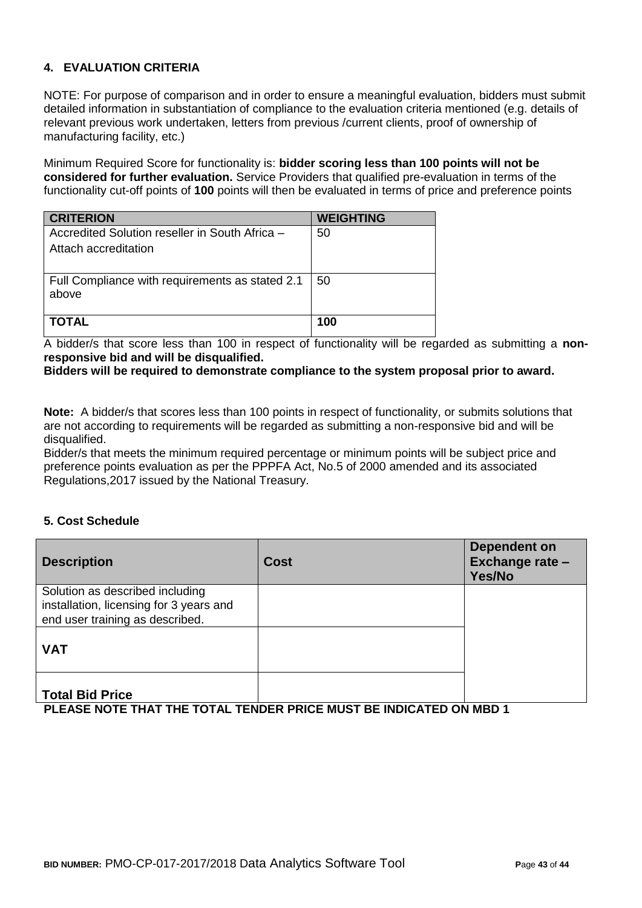## 4. EVALUATION CRITERIA

NOTE: For purpose of comparison and in order to ensure a meaningful evaluation, bidders must submit detailed information in substantiation of compliance to the evaluation criteria mentioned (e.g. details of relevant previous work undertaken, letters from previous /current clients, proof of ownership of manufacturing facility, etc.)

Minimum Required Score for functionality is: **bidder scoring less than 100 points will not be considered for further evaluation.** Service Providers that qualified pre-evaluation in terms of the functionality cut-off points of **100** points will then be evaluated in terms of price and preference points

| CRITERION | WEIGHTING |
|---|---|
| Accredited Solution reseller in South Africa – Attach accreditation | 50 |
| Full Compliance with requirements as stated 2.1 above | 50 |
| **TOTAL** | **100** |

A bidder/s that score less than 100 in respect of functionality will be regarded as submitting a **non-responsive bid and will be disqualified.**

**Bidders will be required to demonstrate compliance to the system proposal prior to award.**

**Note:** A bidder/s that scores less than 100 points in respect of functionality, or submits solutions that are not according to requirements will be regarded as submitting a non-responsive bid and will be disqualified.

Bidder/s that meets the minimum required percentage or minimum points will be subject price and preference points evaluation as per the PPPFA Act, No.5 of 2000 amended and its associated Regulations,2017 issued by the National Treasury.

### 5. Cost Schedule

| Description | Cost | Dependent on Exchange rate – Yes/No |
|---|---|---|
| Solution as described including installation, licensing for 3 years and end user training as described. | | |
| **VAT** | | |
| **Total Bid Price** | | |

**PLEASE NOTE THAT THE TOTAL TENDER PRICE MUST BE INDICATED ON MBD 1**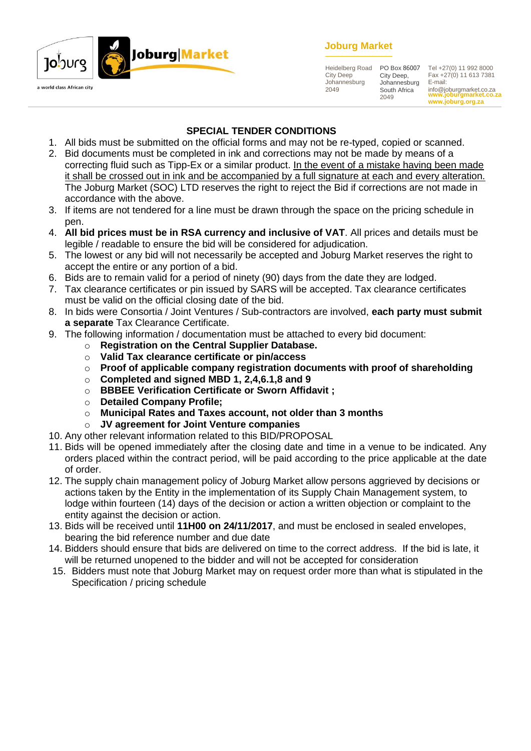Joburg Market

Heidelberg Road
City Deep
Johannesburg
2049

PO Box 86007
City Deep,
Johannesburg
South Africa
2049

Tel +27(0) 11 992 8000
Fax +27(0) 11 613 7381
E-mail:
info@joburgmarket.co.za
www.joburgmarket.co.za
www.joburg.org.za

a world class African city

## SPECIAL TENDER CONDITIONS

1. All bids must be submitted on the official forms and may not be re-typed, copied or scanned.
2. Bid documents must be completed in ink and corrections may not be made by means of a correcting fluid such as Tipp-Ex or a similar product. In the event of a mistake having been made it shall be crossed out in ink and be accompanied by a full signature at each and every alteration. The Joburg Market (SOC) LTD reserves the right to reject the Bid if corrections are not made in accordance with the above.
3. If items are not tendered for a line must be drawn through the space on the pricing schedule in pen.
4. **All bid prices must be in RSA currency and inclusive of VAT**. All prices and details must be legible / readable to ensure the bid will be considered for adjudication.
5. The lowest or any bid will not necessarily be accepted and Joburg Market reserves the right to accept the entire or any portion of a bid.
6. Bids are to remain valid for a period of ninety (90) days from the date they are lodged.
7. Tax clearance certificates or pin issued by SARS will be accepted. Tax clearance certificates must be valid on the official closing date of the bid.
8. In bids were Consortia / Joint Ventures / Sub-contractors are involved, **each party must submit a separate** Tax Clearance Certificate.
9. The following information / documentation must be attached to every bid document:
   - **Registration on the Central Supplier Database.**
   - **Valid Tax clearance certificate or pin/access**
   - **Proof of applicable company registration documents with proof of shareholding**
   - **Completed and signed MBD 1, 2,4,6.1,8 and 9**
   - **BBBEE Verification Certificate or Sworn Affidavit ;**
   - **Detailed Company Profile;**
   - **Municipal Rates and Taxes account, not older than 3 months**
   - **JV agreement for Joint Venture companies**
10. Any other relevant information related to this BID/PROPOSAL
11. Bids will be opened immediately after the closing date and time in a venue to be indicated. Any orders placed within the contract period, will be paid according to the price applicable at the date of order.
12. The supply chain management policy of Joburg Market allow persons aggrieved by decisions or actions taken by the Entity in the implementation of its Supply Chain Management system, to lodge within fourteen (14) days of the decision or action a written objection or complaint to the entity against the decision or action.
13. Bids will be received until **11H00 on 24/11/2017**, and must be enclosed in sealed envelopes, bearing the bid reference number and due date
14. Bidders should ensure that bids are delivered on time to the correct address. If the bid is late, it will be returned unopened to the bidder and will not be accepted for consideration
15. Bidders must note that Joburg Market may on request order more than what is stipulated in the Specification / pricing schedule